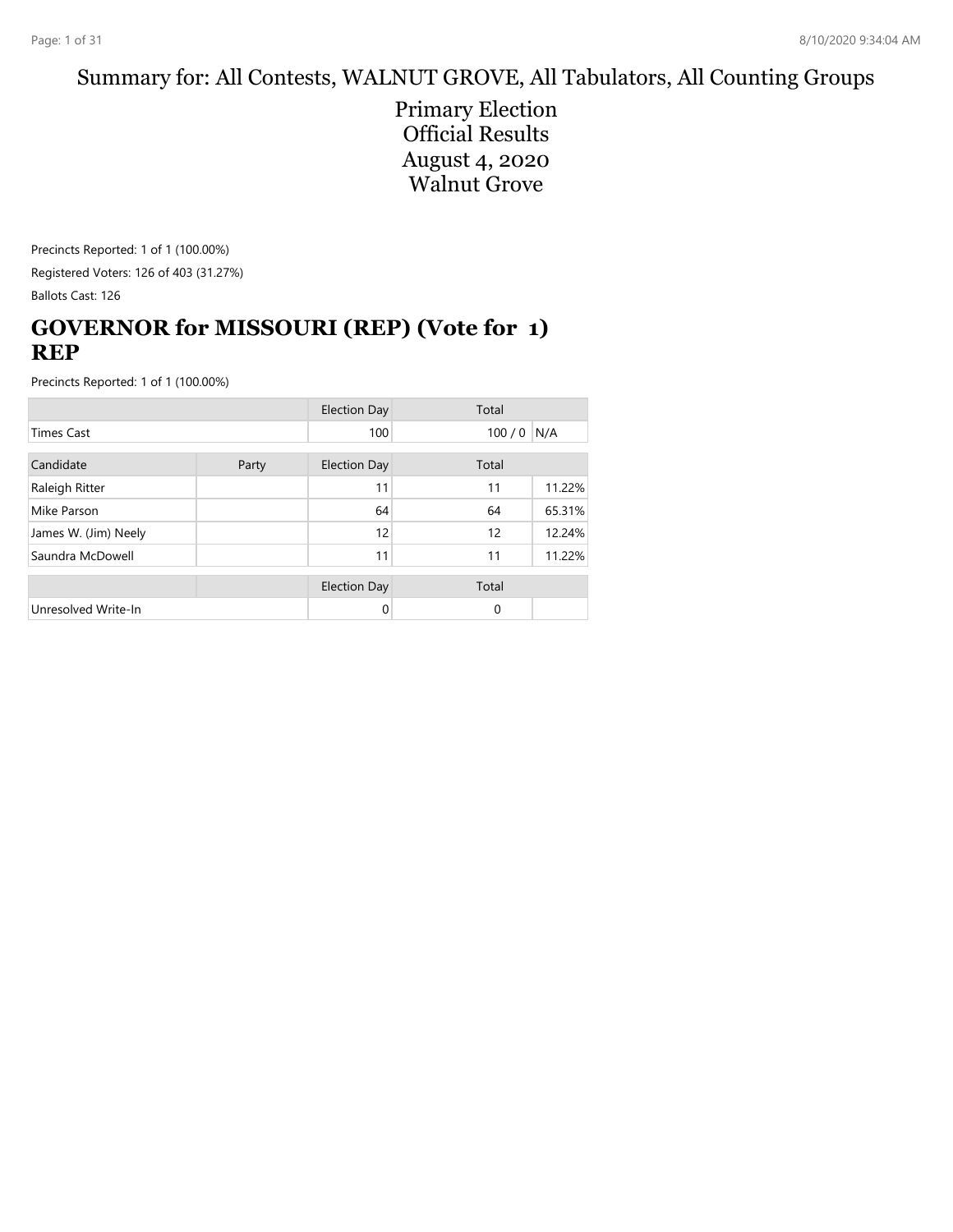# Summary for: All Contests, WALNUT GROVE, All Tabulators, All Counting Groups

## Primary Election
## Official Results
## August 4, 2020
## Walnut Grove

Precincts Reported: 1 of 1 (100.00%)

Registered Voters: 126 of 403 (31.27%)

Ballots Cast: 126

## GOVERNOR for MISSOURI (REP) (Vote for 1) REP

Precincts Reported: 1 of 1 (100.00%)

| | | Election Day | Total | |
|---|---|---|---|---|
| Times Cast | | 100 | 100 / 0 | N/A |

| Candidate | Party | Election Day | Total | |
|---|---|---|---|---|
| Raleigh Ritter | | 11 | 11 | 11.22% |
| Mike Parson | | 64 | 64 | 65.31% |
| James W. (Jim) Neely | | 12 | 12 | 12.24% |
| Saundra McDowell | | 11 | 11 | 11.22% |

| | | Election Day | Total | |
|---|---|---|---|---|
| Unresolved Write-In | | 0 | 0 | |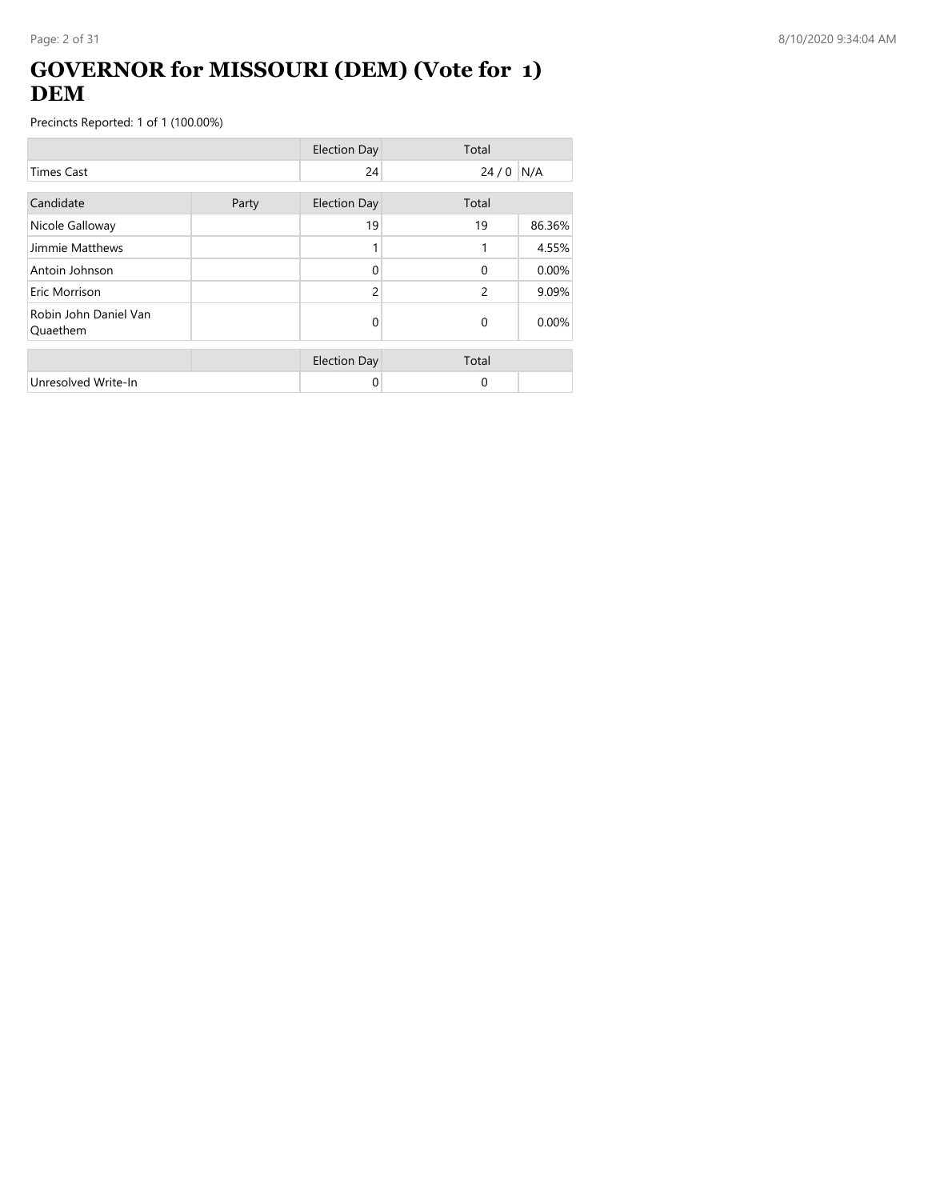# GOVERNOR for MISSOURI (DEM) (Vote for 1) DEM

Precincts Reported: 1 of 1 (100.00%)

| | | Election Day | Total | |
|---|---|---|---|---|
| Times Cast | | 24 | 24 / 0 | N/A |

| Candidate | Party | Election Day | Total | |
|---|---|---|---|---|
| Nicole Galloway | | 19 | 19 | 86.36% |
| Jimmie Matthews | | 1 | 1 | 4.55% |
| Antoin Johnson | | 0 | 0 | 0.00% |
| Eric Morrison | | 2 | 2 | 9.09% |
| Robin John Daniel Van Quaethem | | 0 | 0 | 0.00% |

| | | Election Day | Total | |
|---|---|---|---|---|
| Unresolved Write-In | | 0 | 0 | |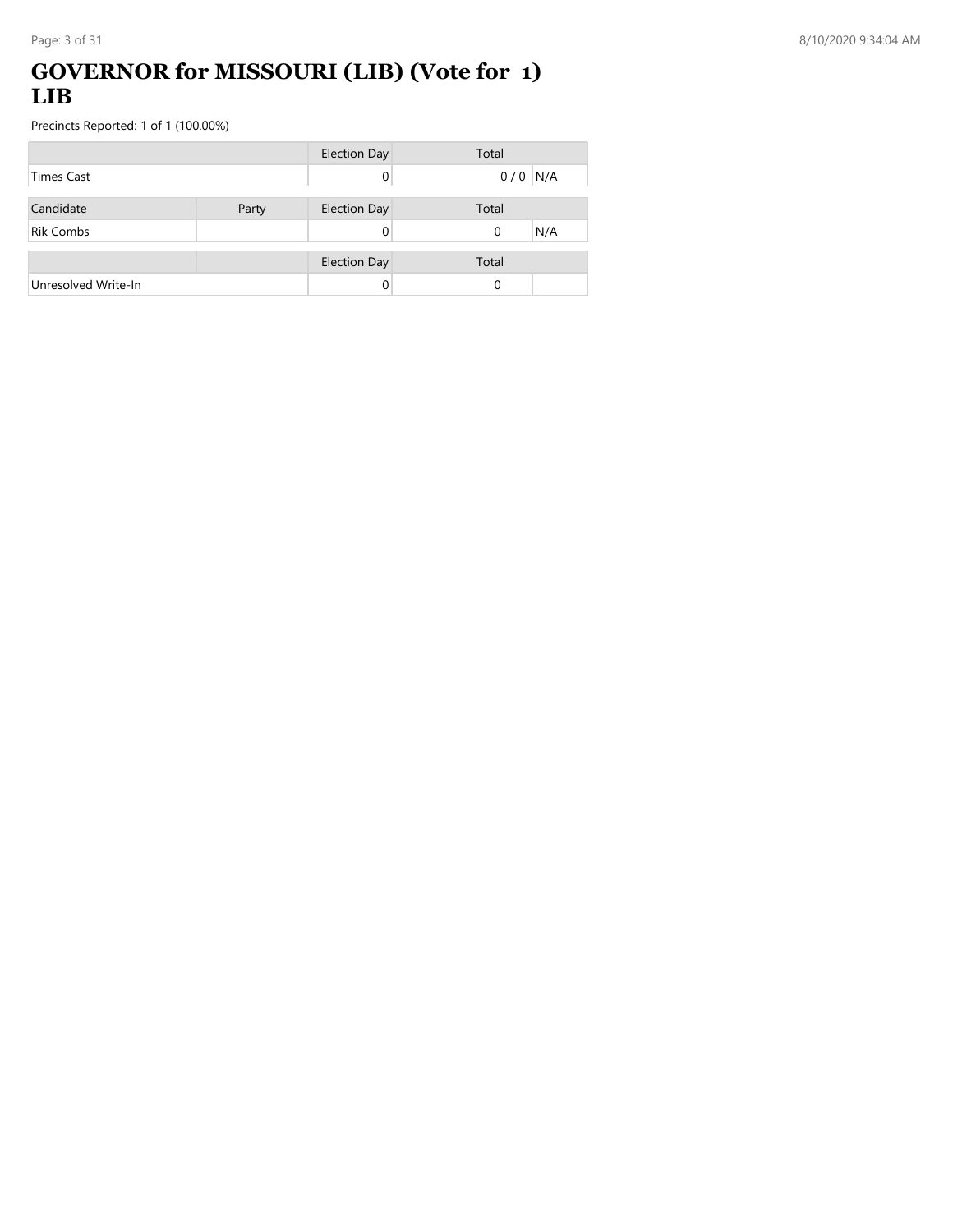# GOVERNOR for MISSOURI (LIB) (Vote for 1) LIB

Precincts Reported: 1 of 1 (100.00%)

| | | Election Day | Total | |
|---|---|---|---|---|
| Times Cast | | 0 | 0 / 0 | N/A |

| Candidate | Party | Election Day | Total | |
|---|---|---|---|---|
| Rik Combs | | 0 | 0 | N/A |

| | | Election Day | Total | |
|---|---|---|---|---|
| Unresolved Write-In | | 0 | 0 | |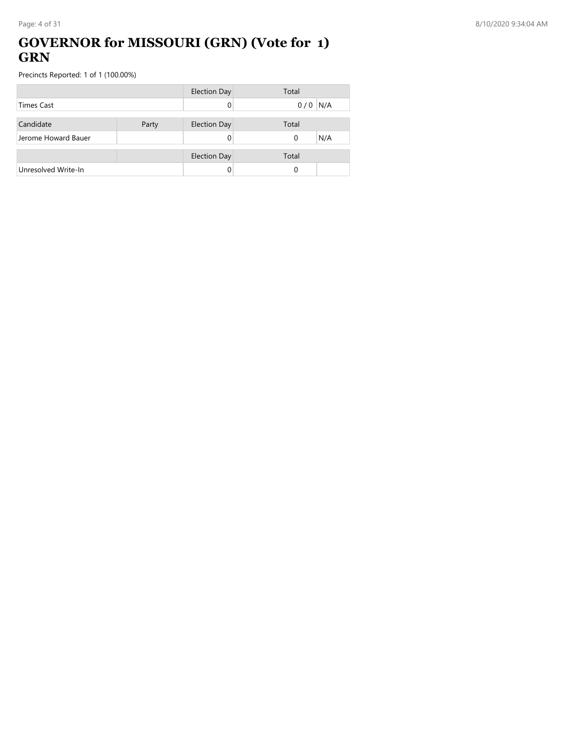# GOVERNOR for MISSOURI (GRN) (Vote for 1) GRN

Precincts Reported: 1 of 1 (100.00%)

| | Election Day | Total | |
|---|---|---|---|
| Times Cast | 0 | 0 / 0 | N/A |

| Candidate | Party | Election Day | Total | |
|---|---|---|---|---|
| Jerome Howard Bauer | | 0 | 0 | N/A |

| | | Election Day | Total | |
|---|---|---|---|---|
| Unresolved Write-In | | 0 | 0 | |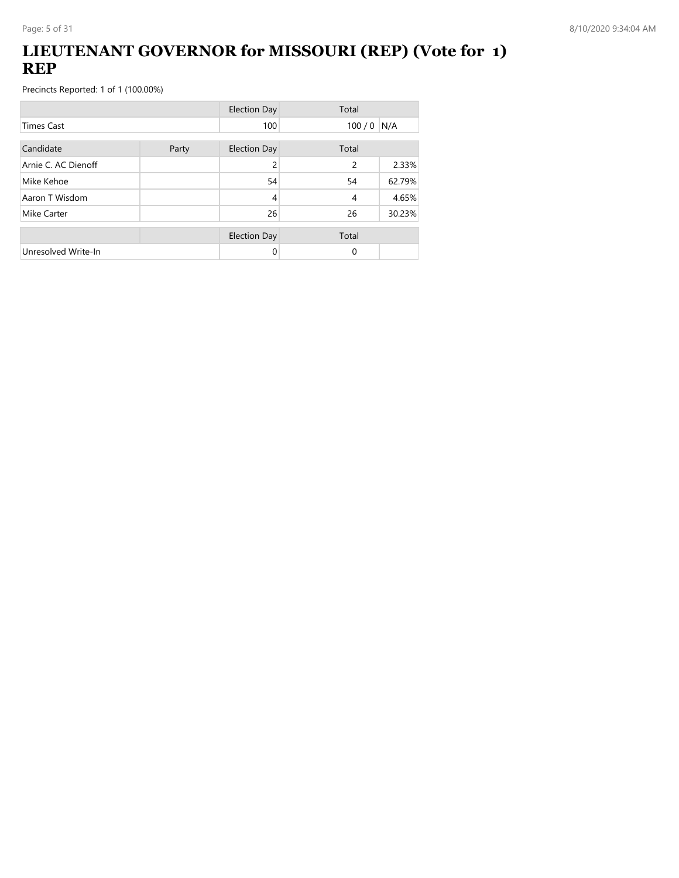# LIEUTENANT GOVERNOR for MISSOURI (REP) (Vote for 1) REP

Precincts Reported: 1 of 1 (100.00%)

| | | Election Day | Total | |
|---|---|---|---|---|
| Times Cast | | 100 | 100 / 0 | N/A |

| Candidate | Party | Election Day | Total | |
|---|---|---|---|---|
| Arnie C. AC Dienoff | | 2 | 2 | 2.33% |
| Mike Kehoe | | 54 | 54 | 62.79% |
| Aaron T Wisdom | | 4 | 4 | 4.65% |
| Mike Carter | | 26 | 26 | 30.23% |

| | | Election Day | Total | |
|---|---|---|---|---|
| Unresolved Write-In | | 0 | 0 | |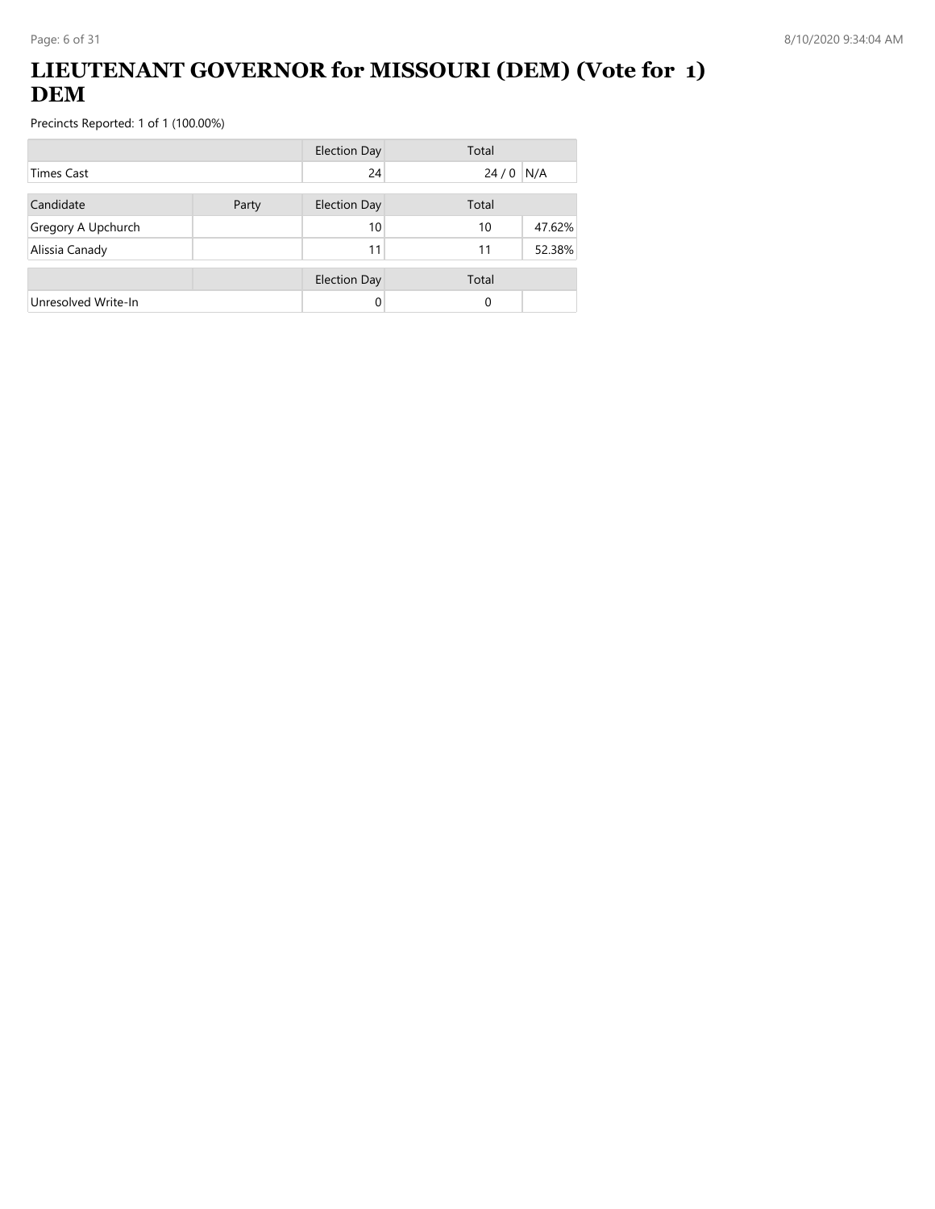# LIEUTENANT GOVERNOR for MISSOURI (DEM) (Vote for 1) DEM

Precincts Reported: 1 of 1 (100.00%)

| | | Election Day | Total | |
|---|---|---|---|---|
| Times Cast | | 24 | 24 / 0 | N/A |

| Candidate | Party | Election Day | Total | |
|---|---|---|---|---|
| Gregory A Upchurch | | 10 | 10 | 47.62% |
| Alissia Canady | | 11 | 11 | 52.38% |

| | | Election Day | Total | |
|---|---|---|---|---|
| Unresolved Write-In | | 0 | 0 | |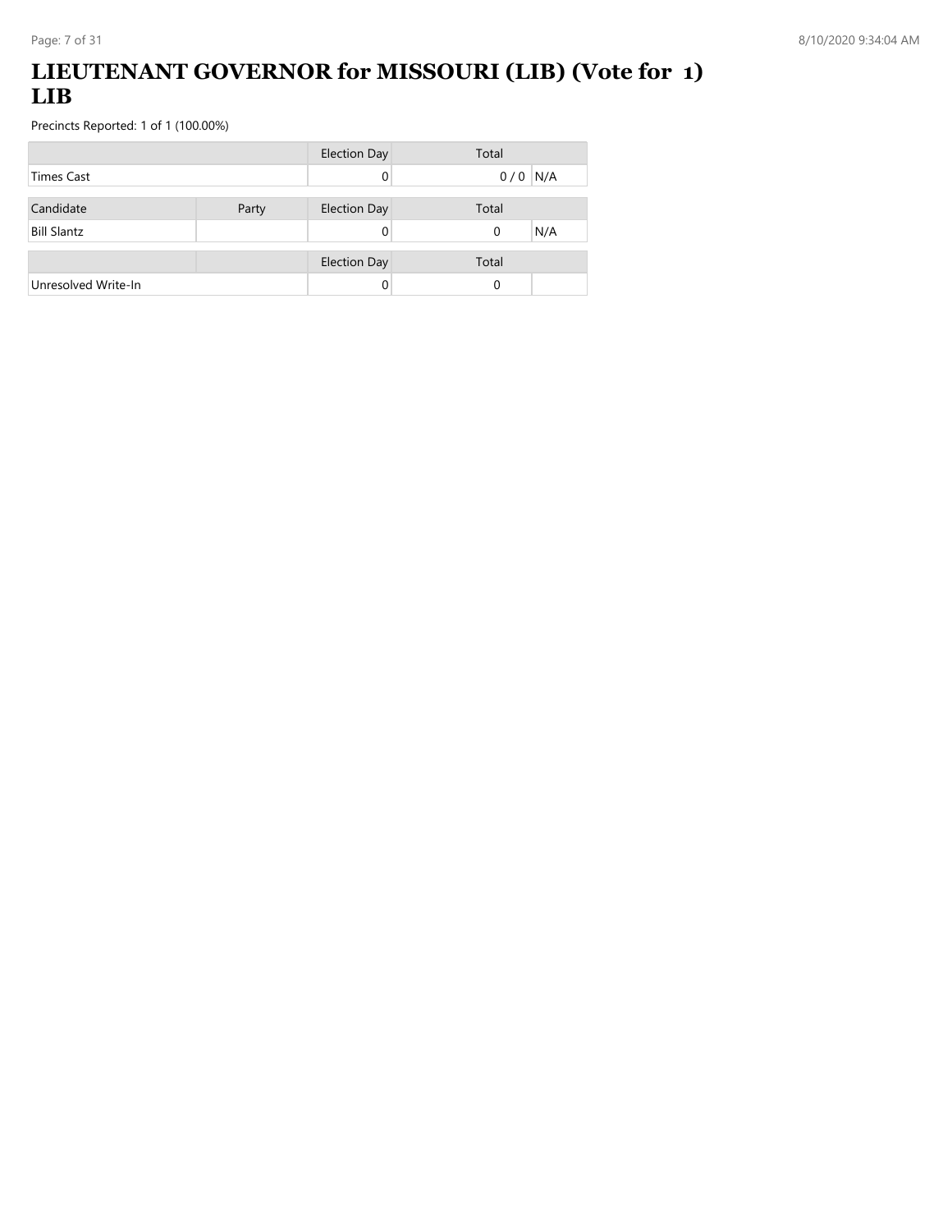# LIEUTENANT GOVERNOR for MISSOURI (LIB) (Vote for 1) LIB

Precincts Reported: 1 of 1 (100.00%)

| | | Election Day | Total | |
|---|---|---|---|---|
| Times Cast | | 0 | 0 / 0 | N/A |

| Candidate | Party | Election Day | Total | |
|---|---|---|---|---|
| Bill Slantz | | 0 | 0 | N/A |

| | | Election Day | Total | |
|---|---|---|---|---|
| Unresolved Write-In | | 0 | 0 | |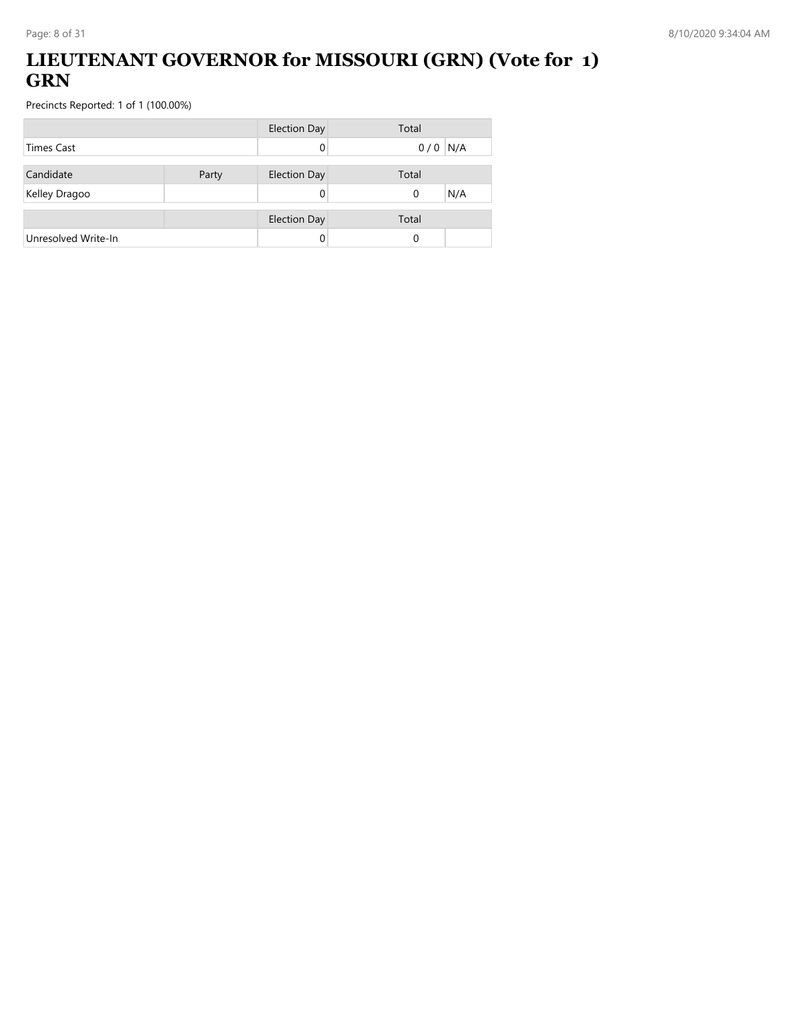# LIEUTENANT GOVERNOR for MISSOURI (GRN) (Vote for 1) GRN

Precincts Reported: 1 of 1 (100.00%)

| | | Election Day | Total | |
|---|---|---|---|---|
| Times Cast | | 0 | 0 / 0 | N/A |

| Candidate | Party | Election Day | Total | |
|---|---|---|---|---|
| Kelley Dragoo | | 0 | 0 | N/A |

| | | Election Day | Total | |
|---|---|---|---|---|
| Unresolved Write-In | | 0 | 0 | |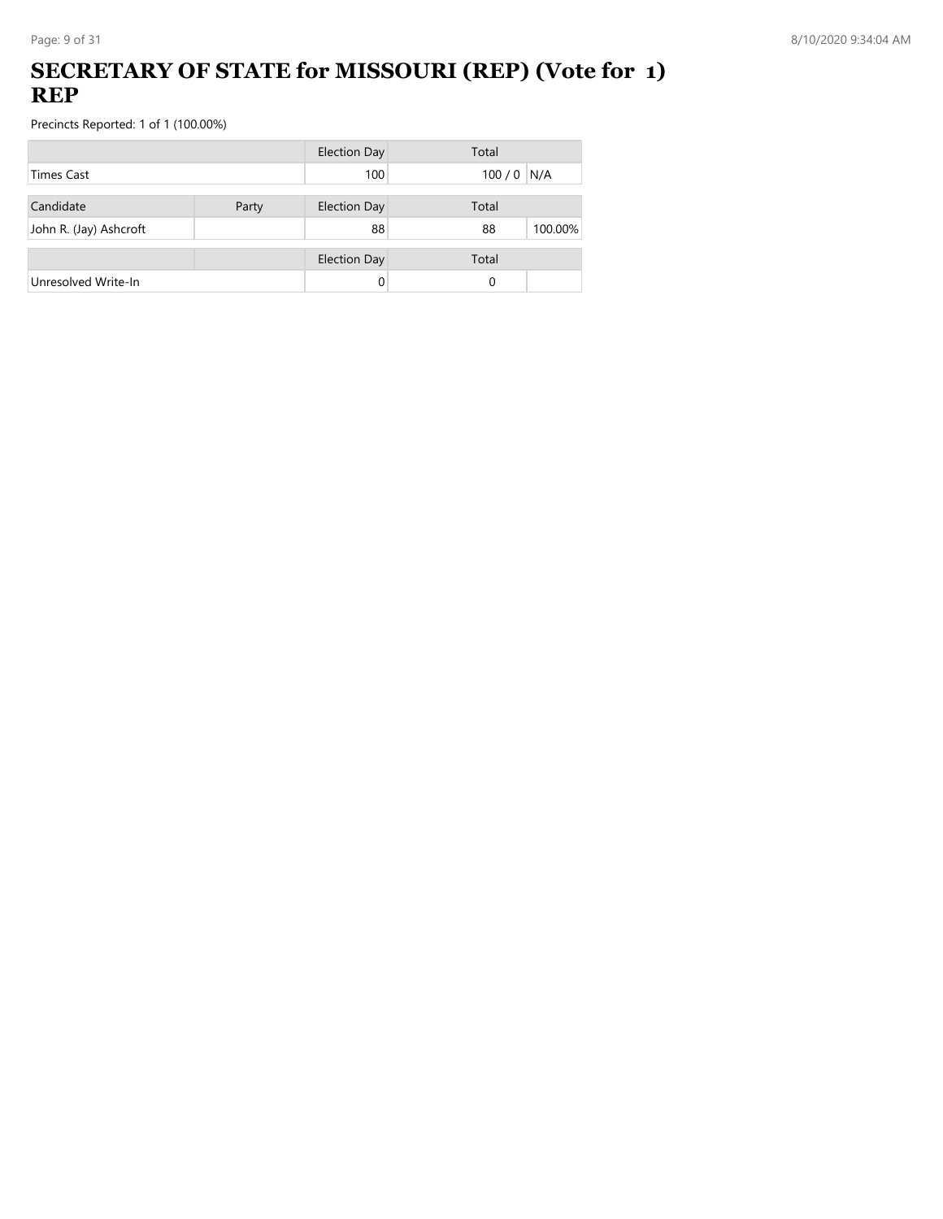# SECRETARY OF STATE for MISSOURI (REP) (Vote for 1) REP

Precincts Reported: 1 of 1 (100.00%)

| | | Election Day | Total | |
|---|---|---|---|---|
| Times Cast | | 100 | 100 / 0 | N/A |

| Candidate | Party | Election Day | Total | |
|---|---|---|---|---|
| John R. (Jay) Ashcroft | | 88 | 88 | 100.00% |

| | | Election Day | Total | |
|---|---|---|---|---|
| Unresolved Write-In | | 0 | 0 | |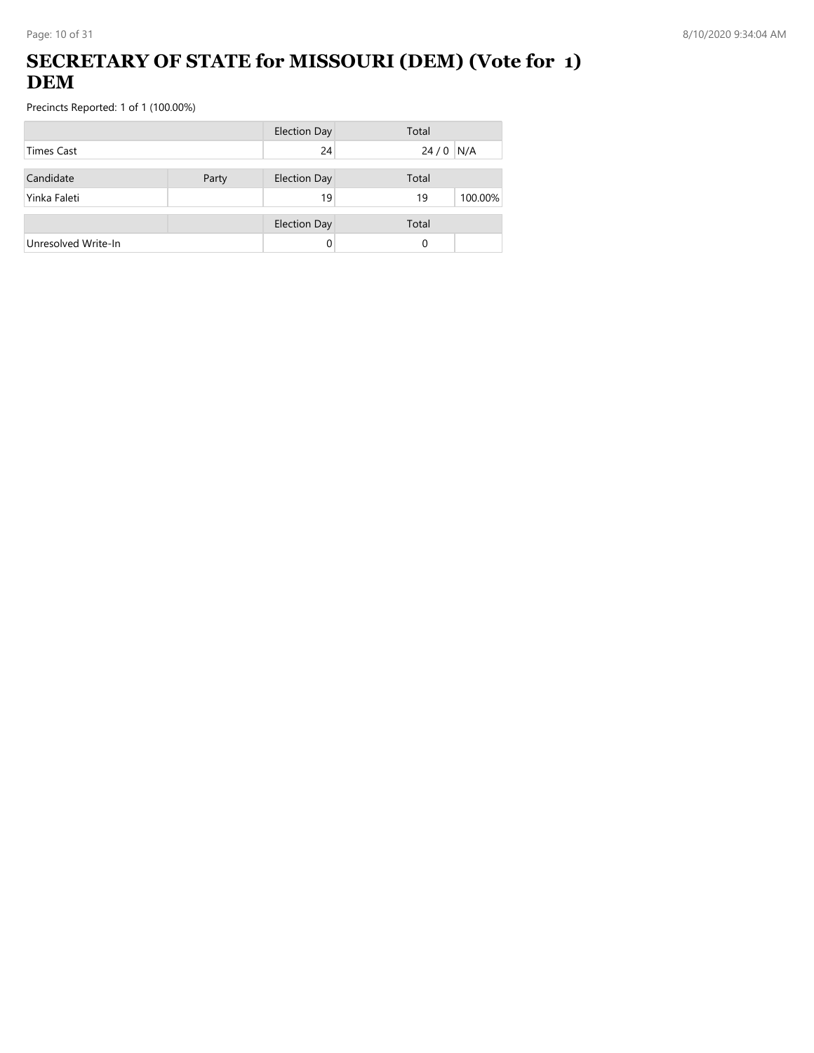# SECRETARY OF STATE for MISSOURI (DEM) (Vote for 1) DEM

Precincts Reported: 1 of 1 (100.00%)

| | | Election Day | Total | |
|---|---|---|---|---|
| Times Cast | | 24 | 24 / 0 | N/A |

| Candidate | Party | Election Day | Total | |
|---|---|---|---|---|
| Yinka Faleti | | 19 | 19 | 100.00% |

| | | Election Day | Total | |
|---|---|---|---|---|
| Unresolved Write-In | | 0 | 0 | |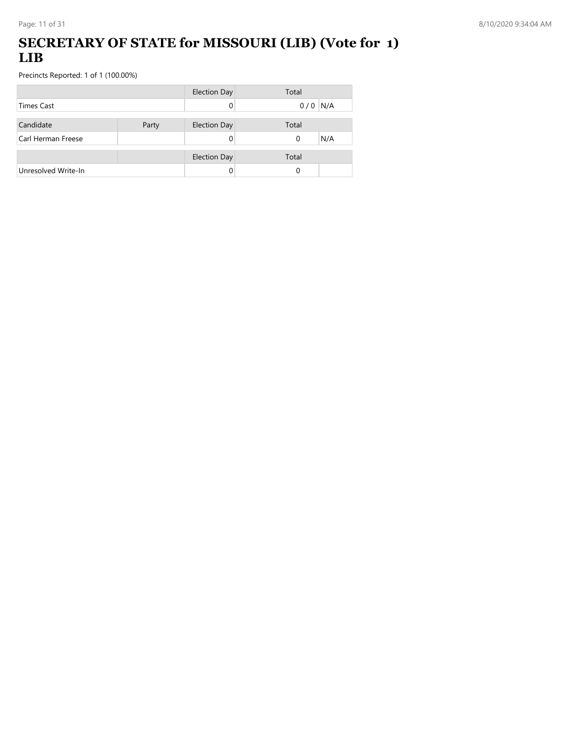# SECRETARY OF STATE for MISSOURI (LIB) (Vote for 1) LIB

Precincts Reported: 1 of 1 (100.00%)

| | | Election Day | Total | |
|---|---|---|---|---|
| Times Cast | | 0 | 0 / 0 | N/A |

| Candidate | Party | Election Day | Total | |
|---|---|---|---|---|
| Carl Herman Freese | | 0 | 0 | N/A |

| | | Election Day | Total | |
|---|---|---|---|---|
| Unresolved Write-In | | 0 | 0 | |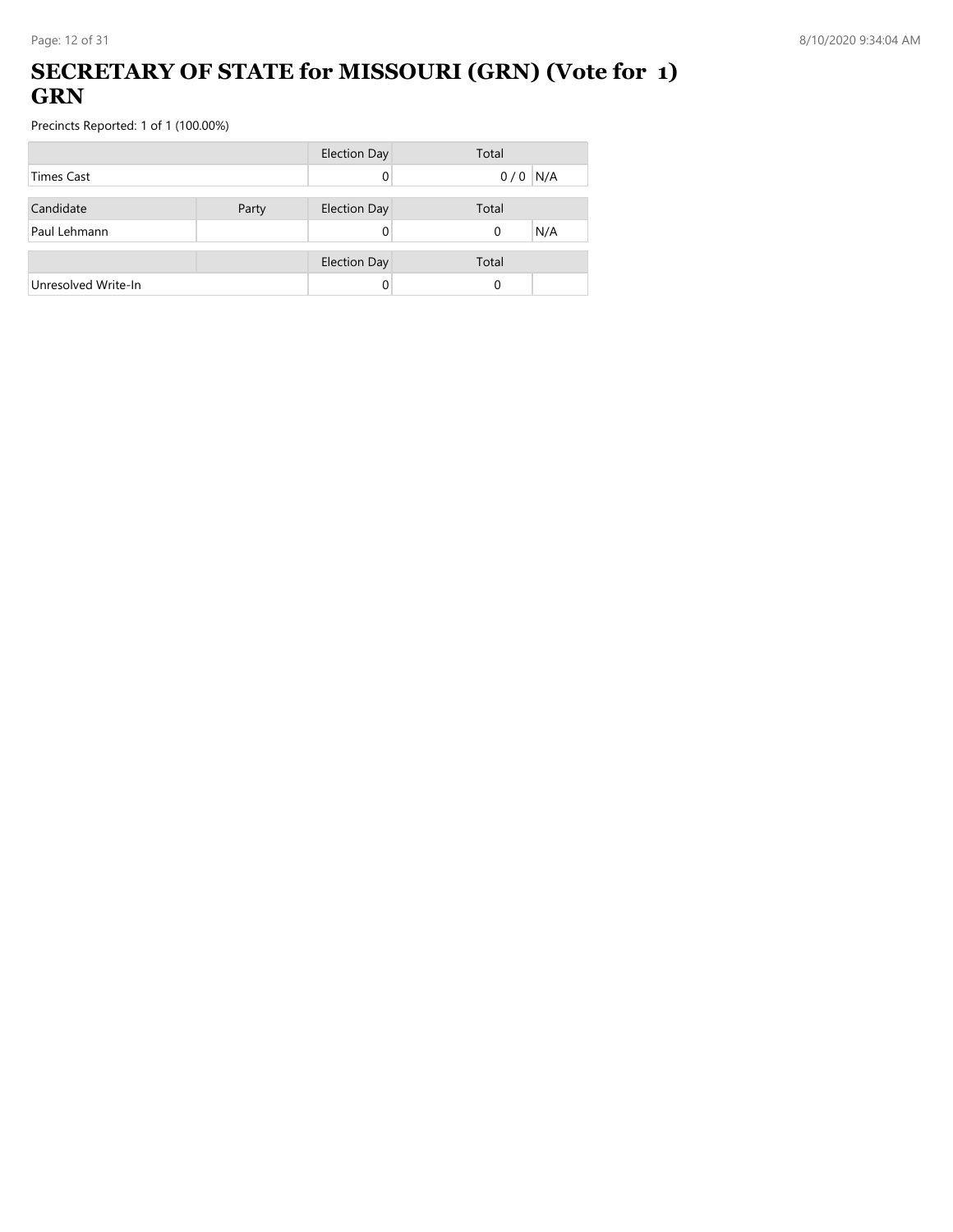# SECRETARY OF STATE for MISSOURI (GRN) (Vote for 1) GRN

Precincts Reported: 1 of 1 (100.00%)

| | | Election Day | Total | |
|---|---|---|---|---|
| Times Cast | | 0 | 0 / 0 | N/A |

| Candidate | Party | Election Day | Total | |
|---|---|---|---|---|
| Paul Lehmann | | 0 | 0 | N/A |

| | | Election Day | Total | |
|---|---|---|---|---|
| Unresolved Write-In | | 0 | 0 | |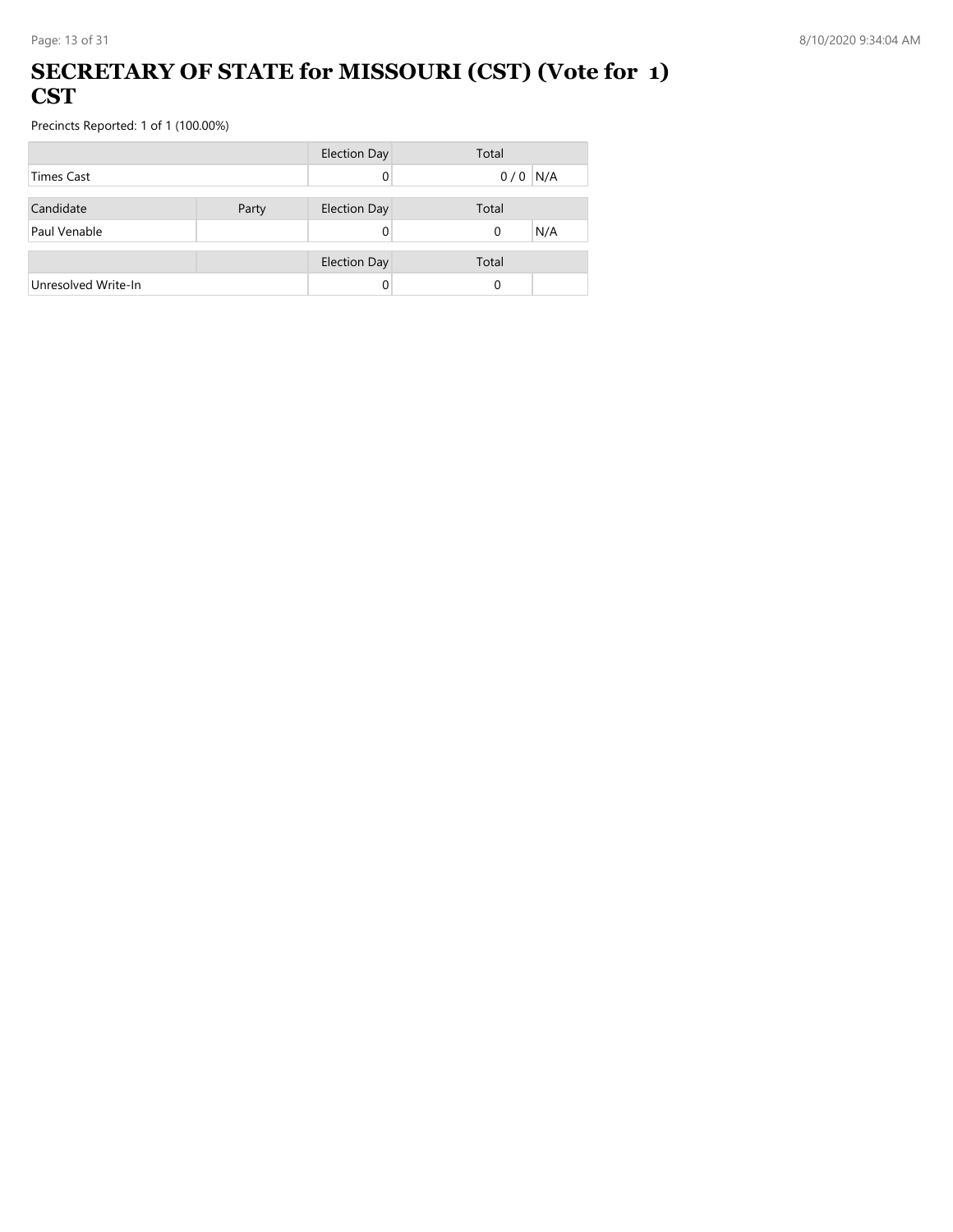# SECRETARY OF STATE for MISSOURI (CST) (Vote for 1) CST

Precincts Reported: 1 of 1 (100.00%)

| | | Election Day | Total | |
|---|---|---|---|---|
| Times Cast | | 0 | 0 / 0 | N/A |

| Candidate | Party | Election Day | Total | |
|---|---|---|---|---|
| Paul Venable | | 0 | 0 | N/A |

| | | Election Day | Total | |
|---|---|---|---|---|
| Unresolved Write-In | | 0 | 0 | |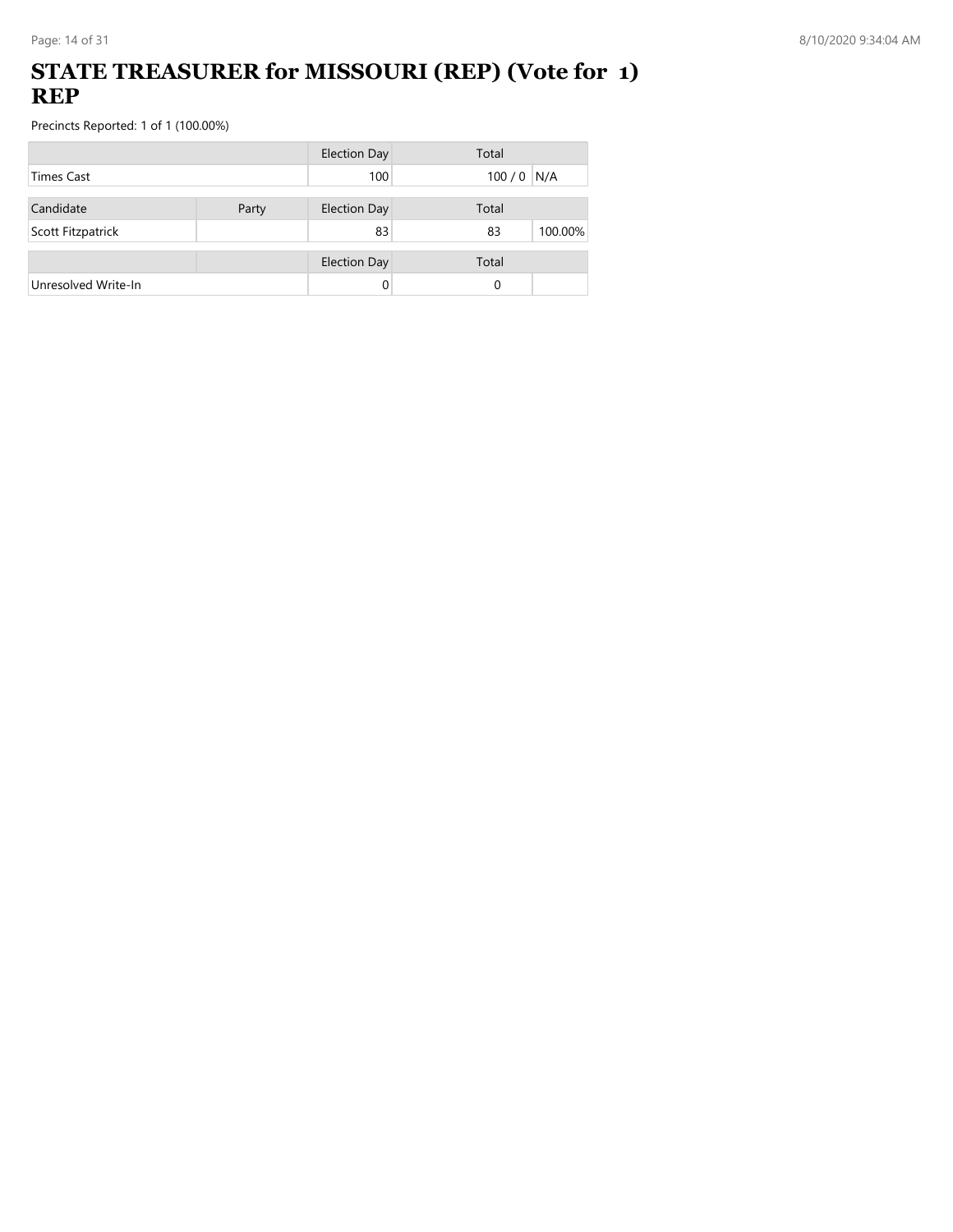# STATE TREASURER for MISSOURI (REP) (Vote for 1) REP

Precincts Reported: 1 of 1 (100.00%)

| | | Election Day | Total | |
|---|---|---|---|---|
| Times Cast | | 100 | 100 / 0 | N/A |

| Candidate | Party | Election Day | Total | |
|---|---|---|---|---|
| Scott Fitzpatrick | | 83 | 83 | 100.00% |

| | | Election Day | Total | |
|---|---|---|---|---|
| Unresolved Write-In | | 0 | 0 | |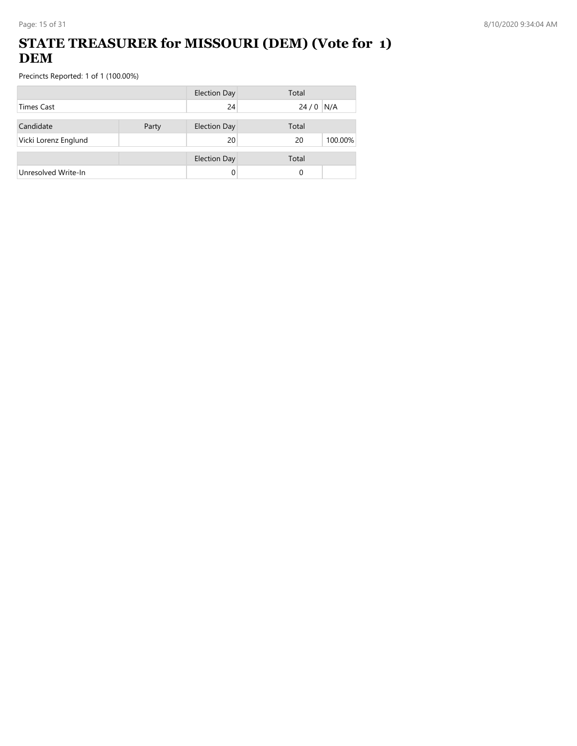# STATE TREASURER for MISSOURI (DEM) (Vote for 1) DEM

Precincts Reported: 1 of 1 (100.00%)

| | | Election Day | Total | |
|---|---|---|---|---|
| Times Cast | | 24 | 24 / 0 | N/A |

| Candidate | Party | Election Day | Total | |
|---|---|---|---|---|
| Vicki Lorenz Englund | | 20 | 20 | 100.00% |

| | | Election Day | Total | |
|---|---|---|---|---|
| Unresolved Write-In | | 0 | 0 | |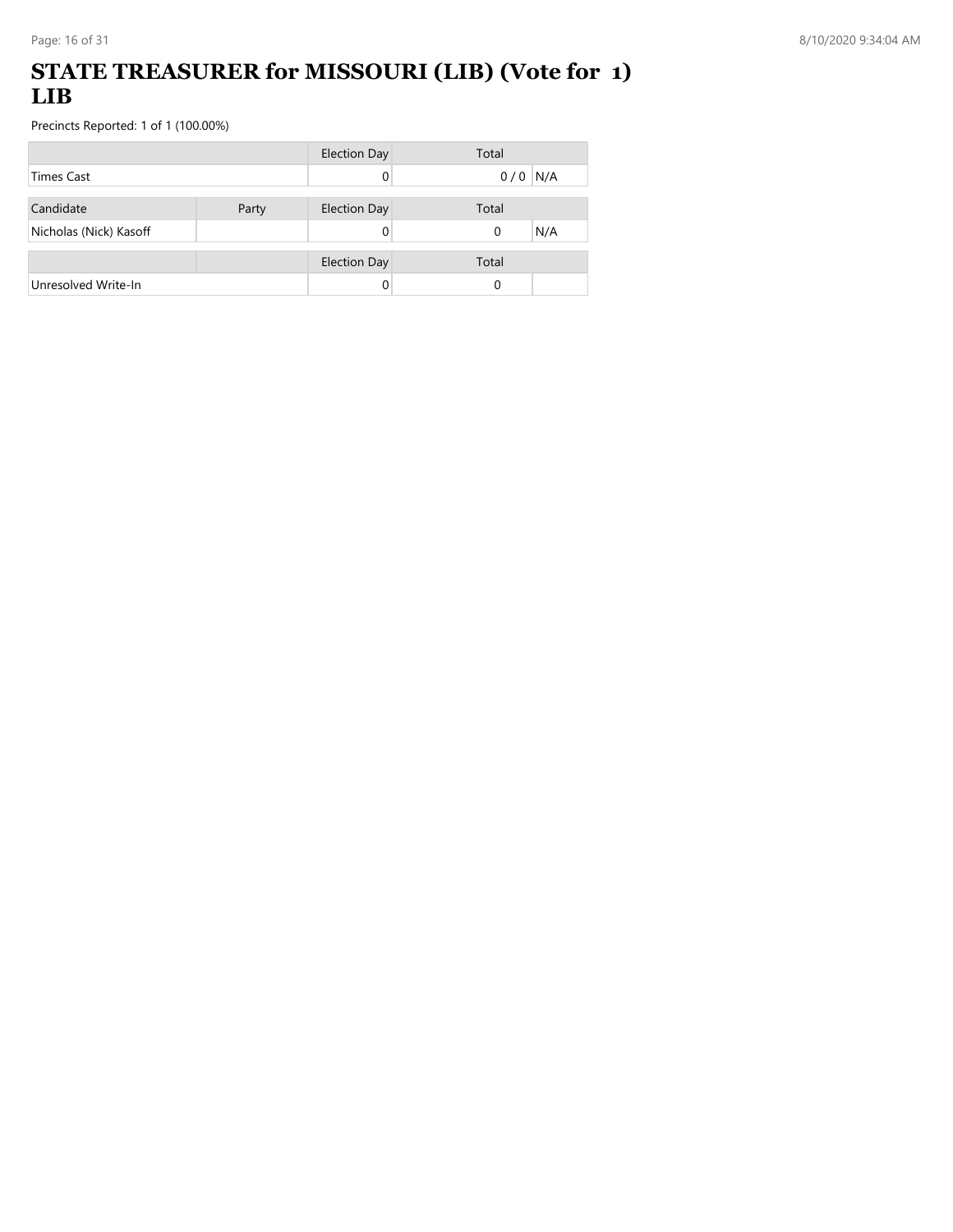# STATE TREASURER for MISSOURI (LIB) (Vote for 1) LIB

Precincts Reported: 1 of 1 (100.00%)

| | | Election Day | Total | |
|---|---|---|---|---|
| Times Cast | | 0 | 0 / 0 | N/A |

| Candidate | Party | Election Day | Total | |
|---|---|---|---|---|
| Nicholas (Nick) Kasoff | | 0 | 0 | N/A |

| | | Election Day | Total | |
|---|---|---|---|---|
| Unresolved Write-In | | 0 | 0 | |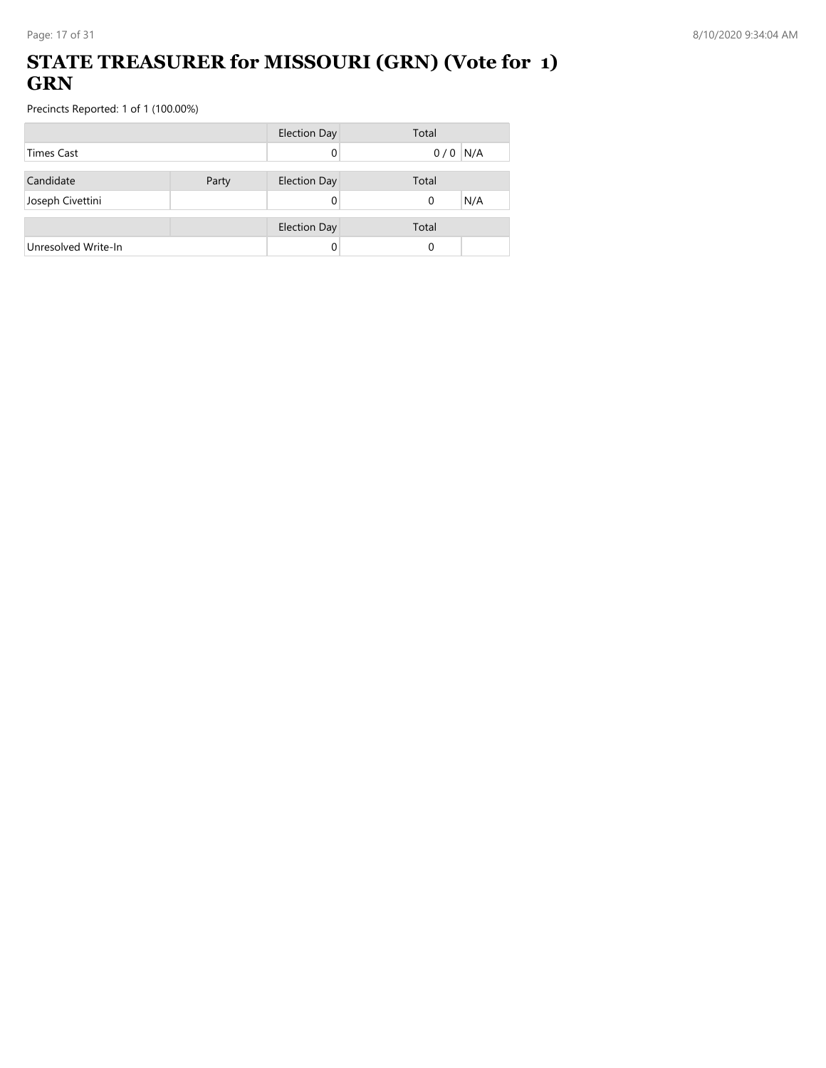# STATE TREASURER for MISSOURI (GRN) (Vote for 1) GRN

Precincts Reported: 1 of 1 (100.00%)

| | | Election Day | Total | |
|---|---|---|---|---|
| Times Cast | | 0 | 0 / 0 | N/A |

| Candidate | Party | Election Day | Total | |
|---|---|---|---|---|
| Joseph Civettini | | 0 | 0 | N/A |

| | | Election Day | Total | |
|---|---|---|---|---|
| Unresolved Write-In | | 0 | 0 | |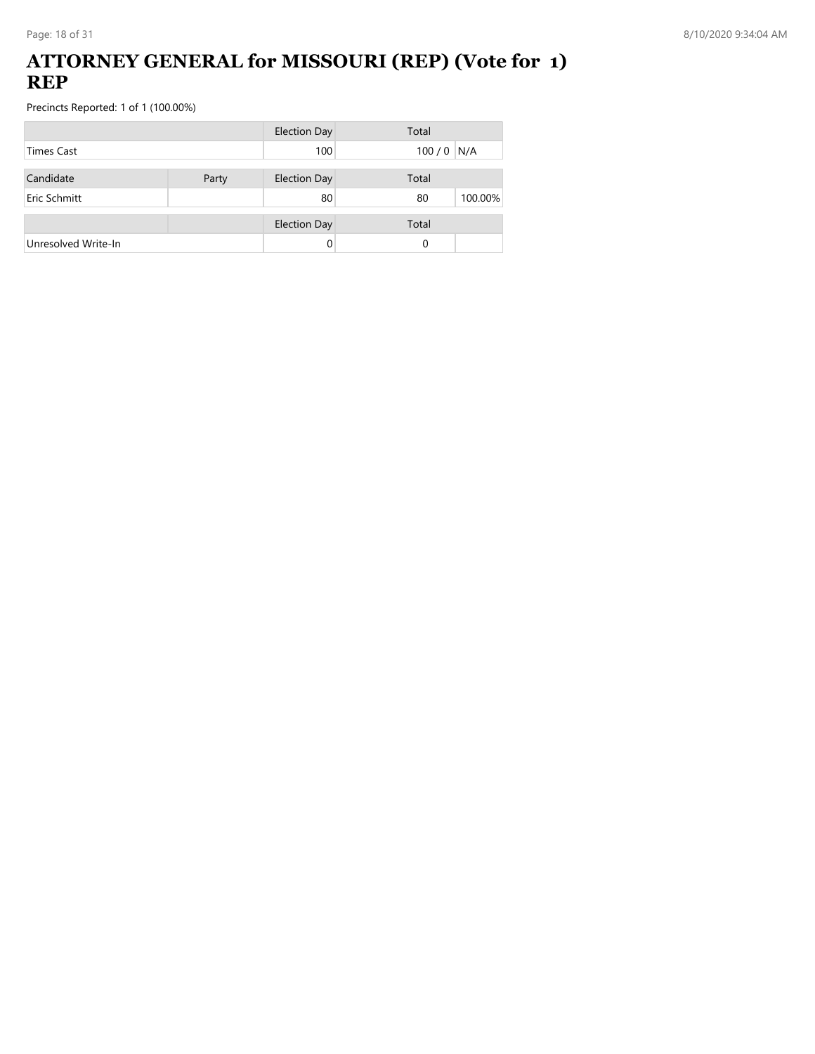# ATTORNEY GENERAL for MISSOURI (REP) (Vote for 1) REP

Precincts Reported: 1 of 1 (100.00%)

| | | Election Day | Total | |
|---|---|---|---|---|
| Times Cast | | 100 | 100 / 0 | N/A |

| Candidate | Party | Election Day | Total | |
|---|---|---|---|---|
| Eric Schmitt | | 80 | 80 | 100.00% |

| | | Election Day | Total | |
|---|---|---|---|---|
| Unresolved Write-In | | 0 | 0 | |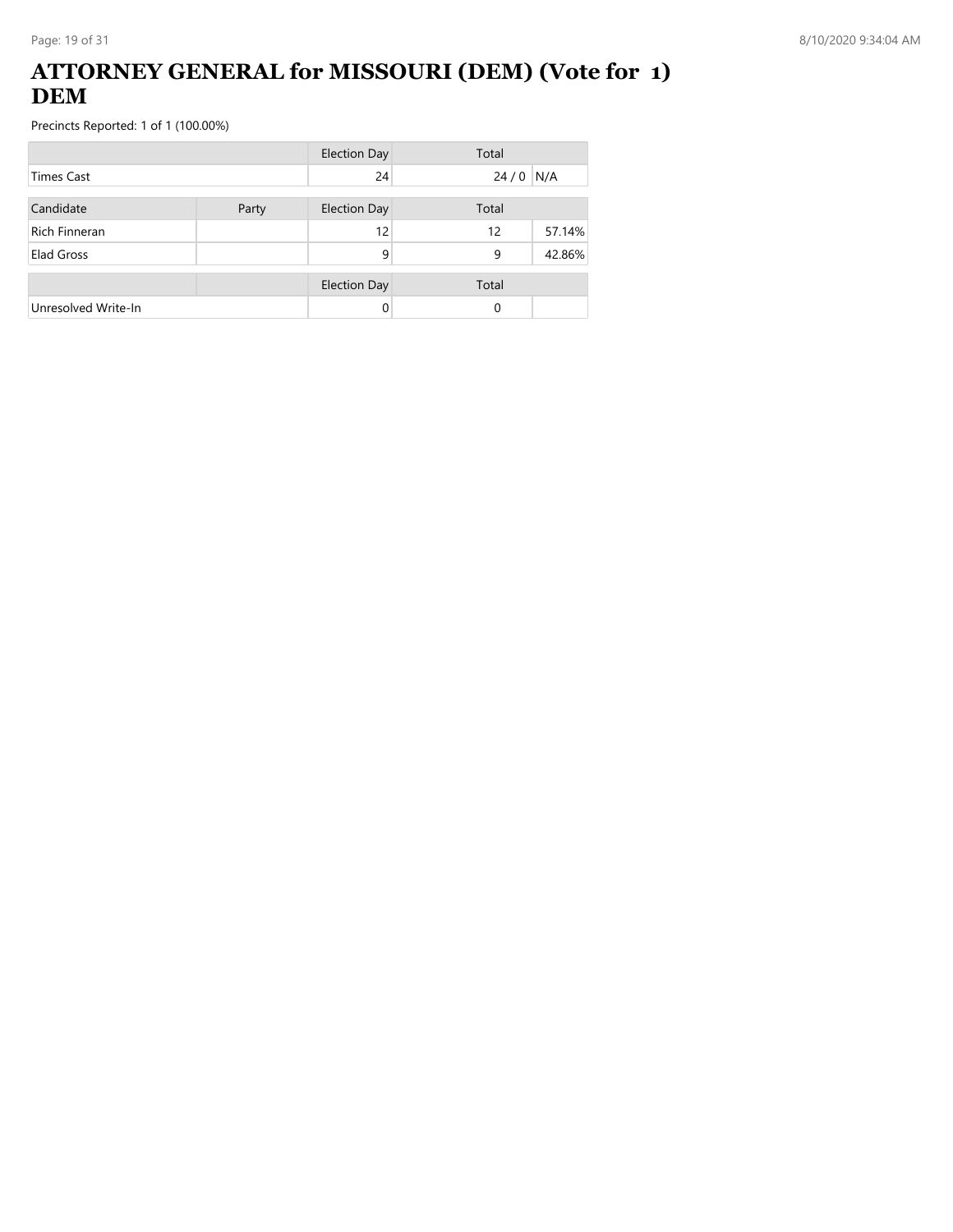# ATTORNEY GENERAL for MISSOURI (DEM) (Vote for 1) DEM

Precincts Reported: 1 of 1 (100.00%)

| | | Election Day | Total | |
|---|---|---|---|---|
| Times Cast | | 24 | 24 / 0 | N/A |

| Candidate | Party | Election Day | Total | |
|---|---|---|---|---|
| Rich Finneran | | 12 | 12 | 57.14% |
| Elad Gross | | 9 | 9 | 42.86% |

| | | Election Day | Total | |
|---|---|---|---|---|
| Unresolved Write-In | | 0 | 0 | |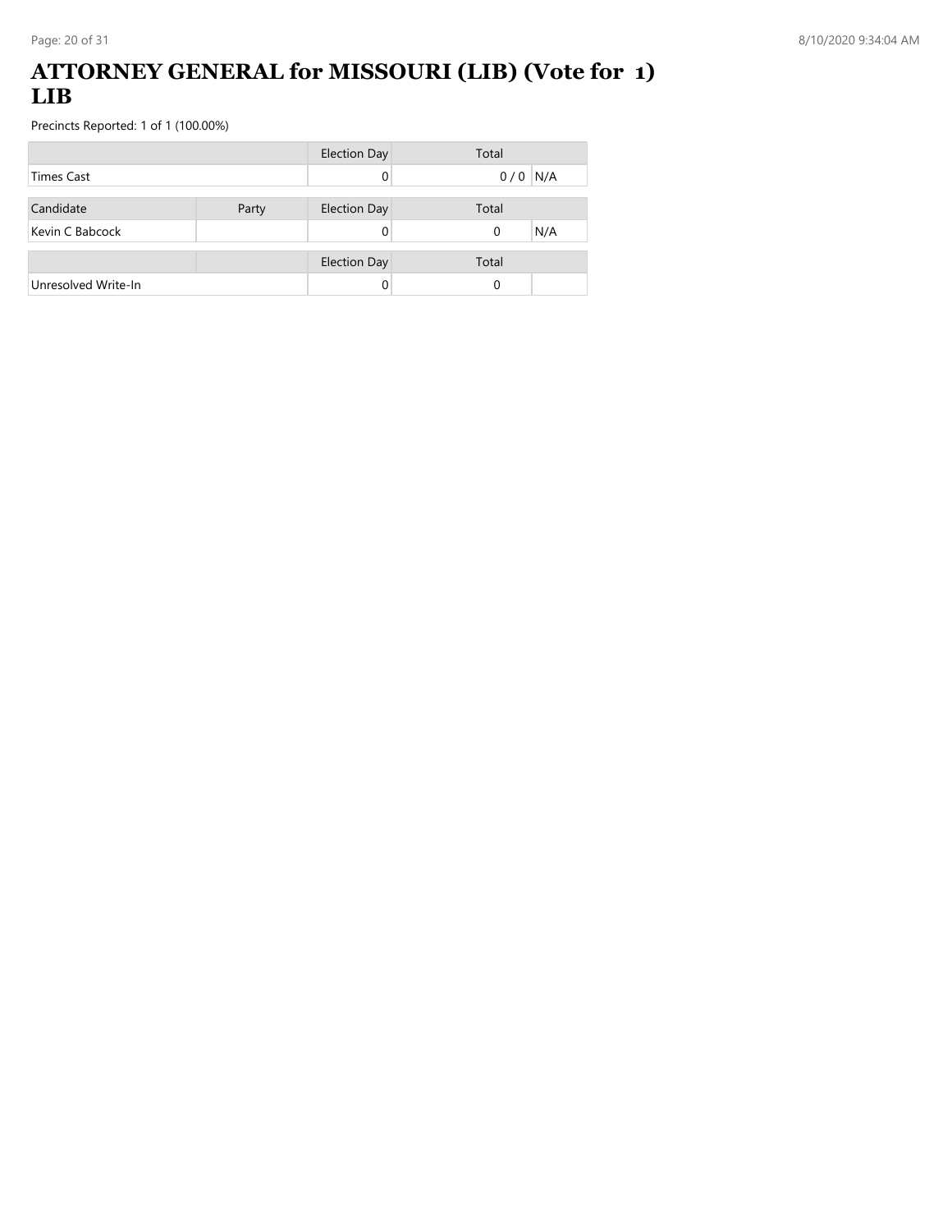# ATTORNEY GENERAL for MISSOURI (LIB) (Vote for 1) LIB

Precincts Reported: 1 of 1 (100.00%)

| | | Election Day | Total | |
|---|---|---|---|---|
| Times Cast | | 0 | 0 / 0 | N/A |

| Candidate | Party | Election Day | Total | |
|---|---|---|---|---|
| Kevin C Babcock | | 0 | 0 | N/A |

| | | Election Day | Total | |
|---|---|---|---|---|
| Unresolved Write-In | | 0 | 0 | |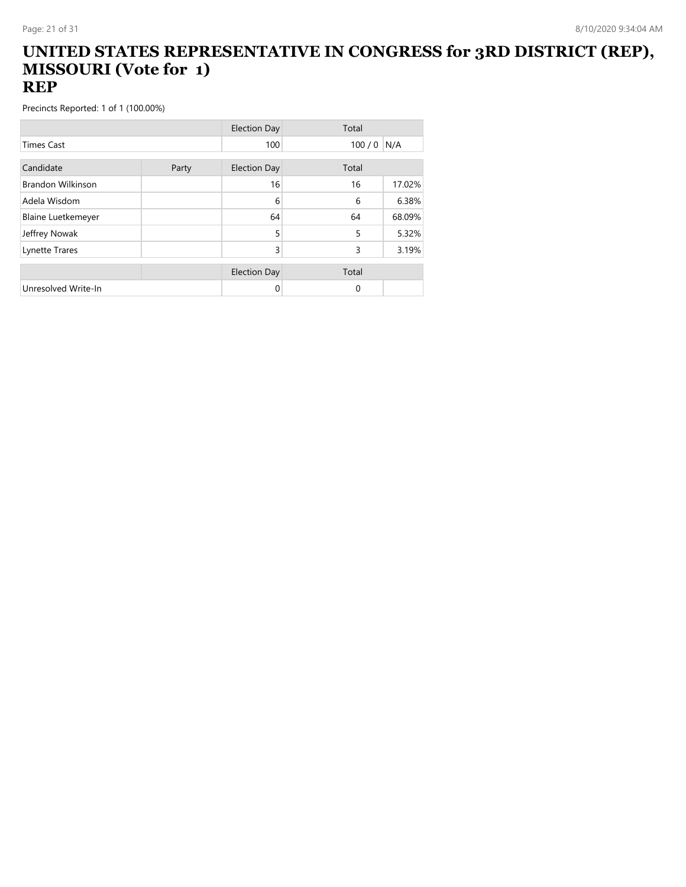# UNITED STATES REPRESENTATIVE IN CONGRESS for 3RD DISTRICT (REP), MISSOURI (Vote for 1)
## REP

Precincts Reported: 1 of 1 (100.00%)

| | | Election Day | Total | |
|---|---|---|---|---|
| Times Cast | | 100 | 100 / 0 | N/A |

| Candidate | Party | Election Day | Total | |
|---|---|---|---|---|
| Brandon Wilkinson | | 16 | 16 | 17.02% |
| Adela Wisdom | | 6 | 6 | 6.38% |
| Blaine Luetkemeyer | | 64 | 64 | 68.09% |
| Jeffrey Nowak | | 5 | 5 | 5.32% |
| Lynette Trares | | 3 | 3 | 3.19% |

| | | Election Day | Total | |
|---|---|---|---|---|
| Unresolved Write-In | | 0 | 0 | |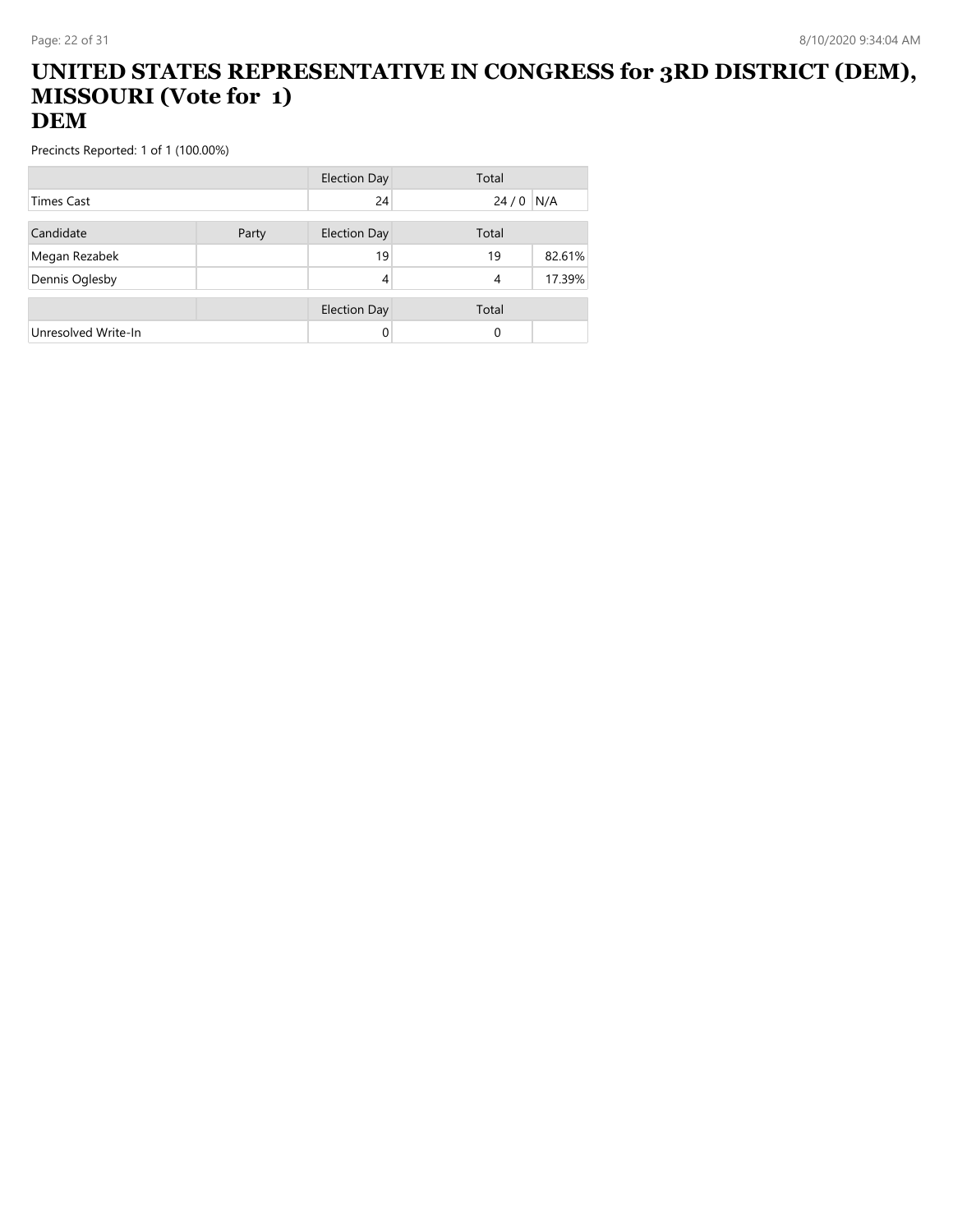# UNITED STATES REPRESENTATIVE IN CONGRESS for 3RD DISTRICT (DEM), MISSOURI (Vote for 1)
## DEM

Precincts Reported: 1 of 1 (100.00%)

| | | Election Day | Total | |
|---|---|---|---|---|
| Times Cast | | 24 | 24 / 0 | N/A |

| Candidate | Party | Election Day | Total | |
|---|---|---|---|---|
| Megan Rezabek | | 19 | 19 | 82.61% |
| Dennis Oglesby | | 4 | 4 | 17.39% |

| | | Election Day | Total | |
|---|---|---|---|---|
| Unresolved Write-In | | 0 | 0 | |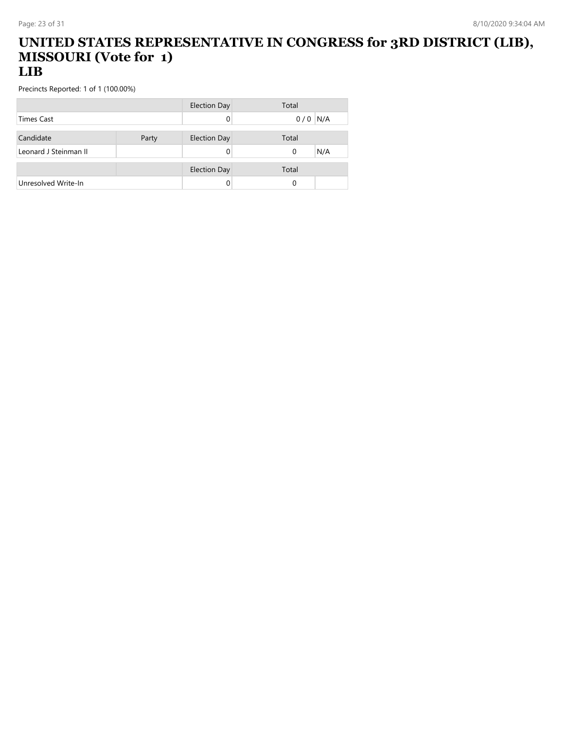# UNITED STATES REPRESENTATIVE IN CONGRESS for 3RD DISTRICT (LIB), MISSOURI (Vote for 1)
## LIB

Precincts Reported: 1 of 1 (100.00%)

| | | Election Day | Total | |
|---|---|---|---|---|
| Times Cast | | 0 | 0 / 0 | N/A |

| Candidate | Party | Election Day | Total | |
|---|---|---|---|---|
| Leonard J Steinman II | | 0 | 0 | N/A |

| | | Election Day | Total | |
|---|---|---|---|---|
| Unresolved Write-In | | 0 | 0 | |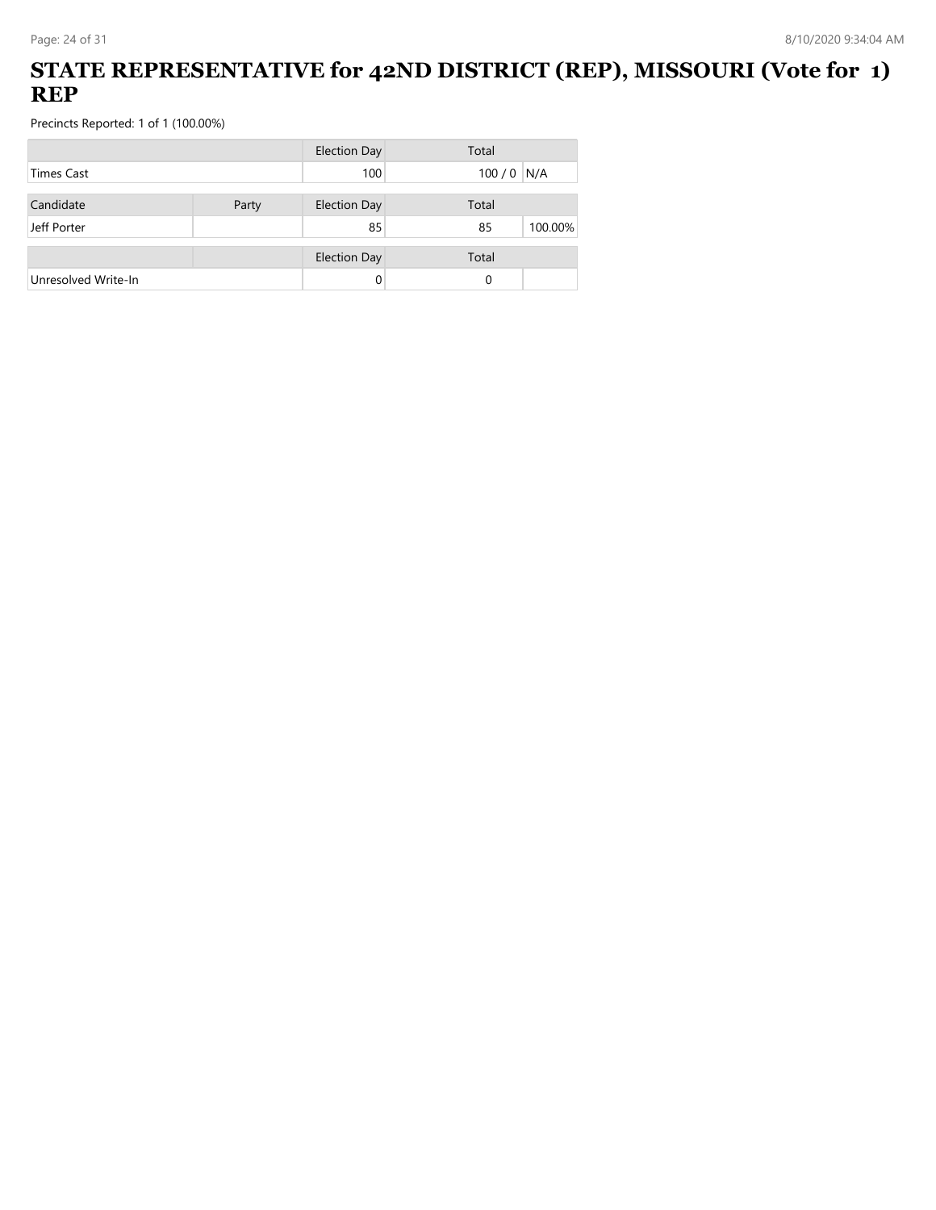# STATE REPRESENTATIVE for 42ND DISTRICT (REP), MISSOURI (Vote for 1) REP

Precincts Reported: 1 of 1 (100.00%)

| | | Election Day | Total | |
|---|---|---|---|---|
| Times Cast | | 100 | 100 / 0 | N/A |

| Candidate | Party | Election Day | Total | |
|---|---|---|---|---|
| Jeff Porter | | 85 | 85 | 100.00% |

| | | Election Day | Total | |
|---|---|---|---|---|
| Unresolved Write-In | | 0 | 0 | |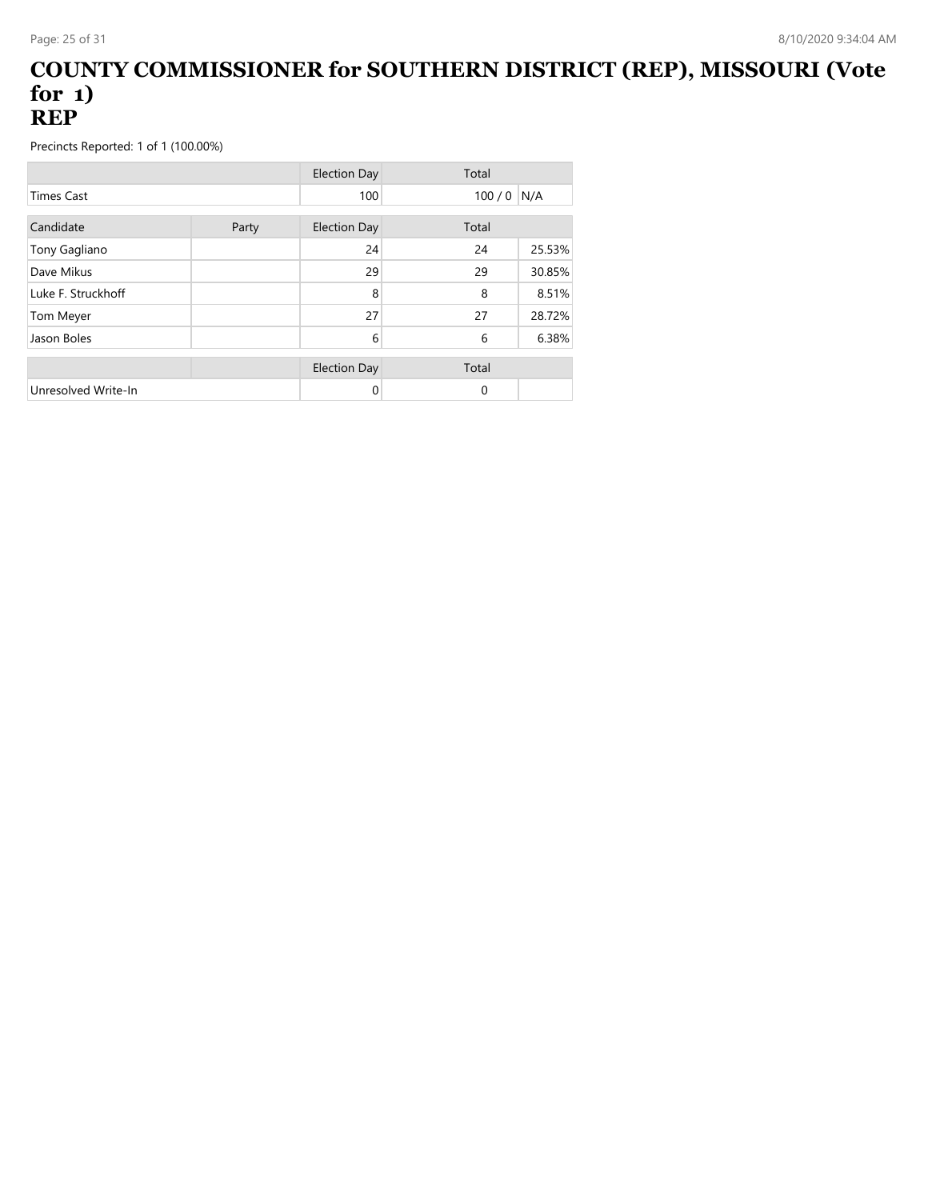# COUNTY COMMISSIONER for SOUTHERN DISTRICT (REP), MISSOURI (Vote for 1)
# REP

Precincts Reported: 1 of 1 (100.00%)

| | | Election Day | Total | |
|---|---|---|---|---|
| Times Cast | | 100 | 100 / 0 | N/A |

| Candidate | Party | Election Day | Total | |
|---|---|---|---|---|
| Tony Gagliano | | 24 | 24 | 25.53% |
| Dave Mikus | | 29 | 29 | 30.85% |
| Luke F. Struckhoff | | 8 | 8 | 8.51% |
| Tom Meyer | | 27 | 27 | 28.72% |
| Jason Boles | | 6 | 6 | 6.38% |

| | | Election Day | Total | |
|---|---|---|---|---|
| Unresolved Write-In | | 0 | 0 | |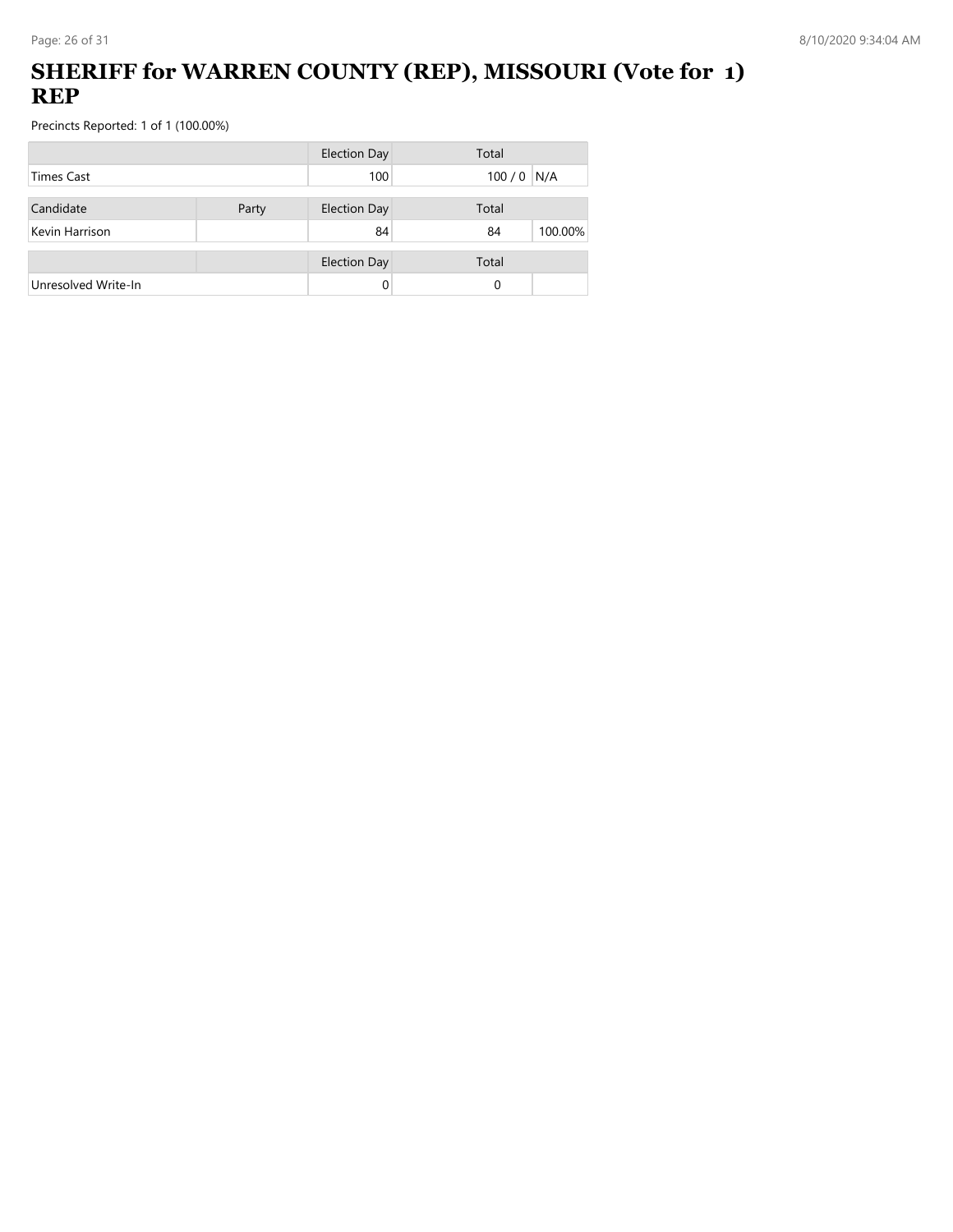# SHERIFF for WARREN COUNTY (REP), MISSOURI (Vote for 1) REP

Precincts Reported: 1 of 1 (100.00%)

| | | Election Day | Total | |
|---|---|---|---|---|
| Times Cast | | 100 | 100 / 0 | N/A |

| Candidate | Party | Election Day | Total | |
|---|---|---|---|---|
| Kevin Harrison | | 84 | 84 | 100.00% |

| | | Election Day | Total | |
|---|---|---|---|---|
| Unresolved Write-In | | 0 | 0 | |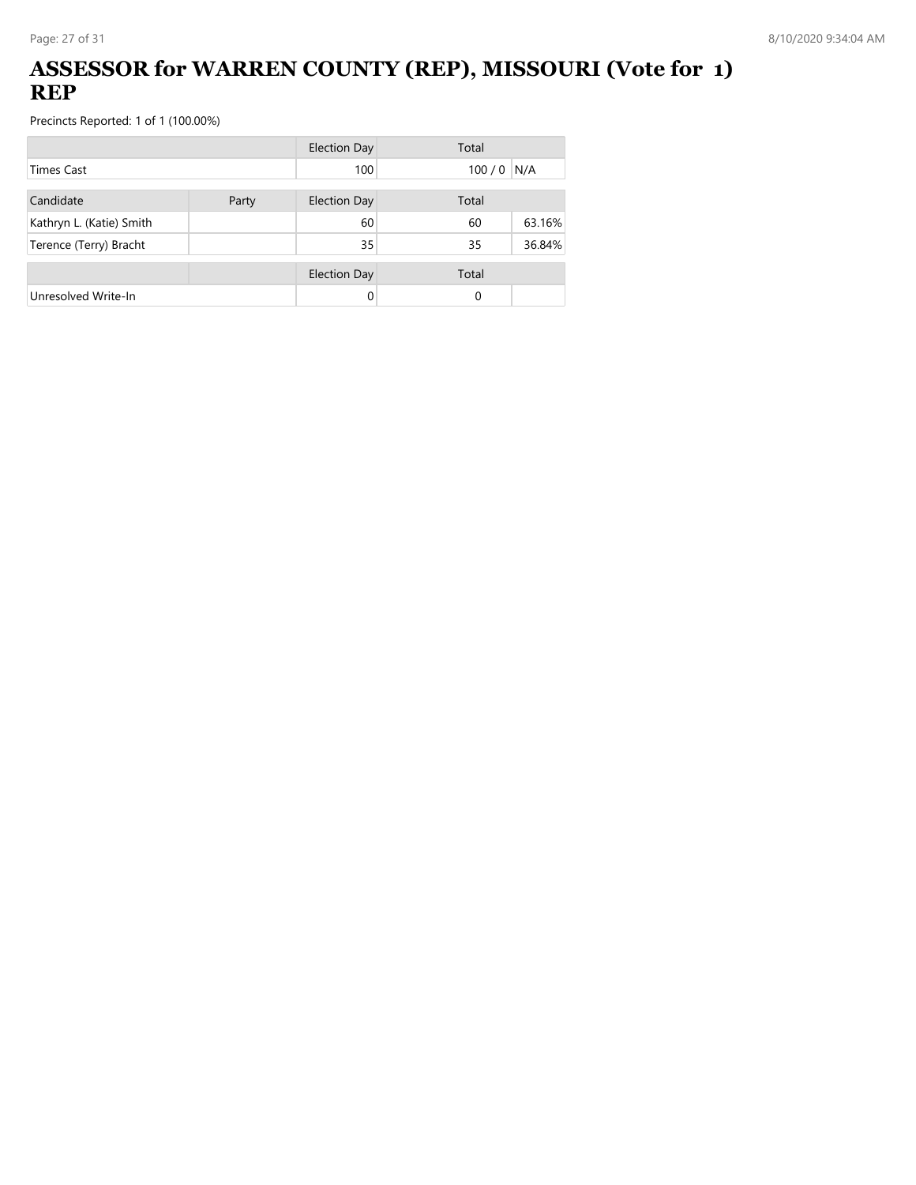# ASSESSOR for WARREN COUNTY (REP), MISSOURI (Vote for 1) REP

Precincts Reported: 1 of 1 (100.00%)

| | | Election Day | Total | |
|---|---|---|---|---|
| Times Cast | | 100 | 100 / 0 | N/A |

| Candidate | Party | Election Day | Total | |
|---|---|---|---|---|
| Kathryn L. (Katie) Smith | | 60 | 60 | 63.16% |
| Terence (Terry) Bracht | | 35 | 35 | 36.84% |

| | | Election Day | Total | |
|---|---|---|---|---|
| Unresolved Write-In | | 0 | 0 | |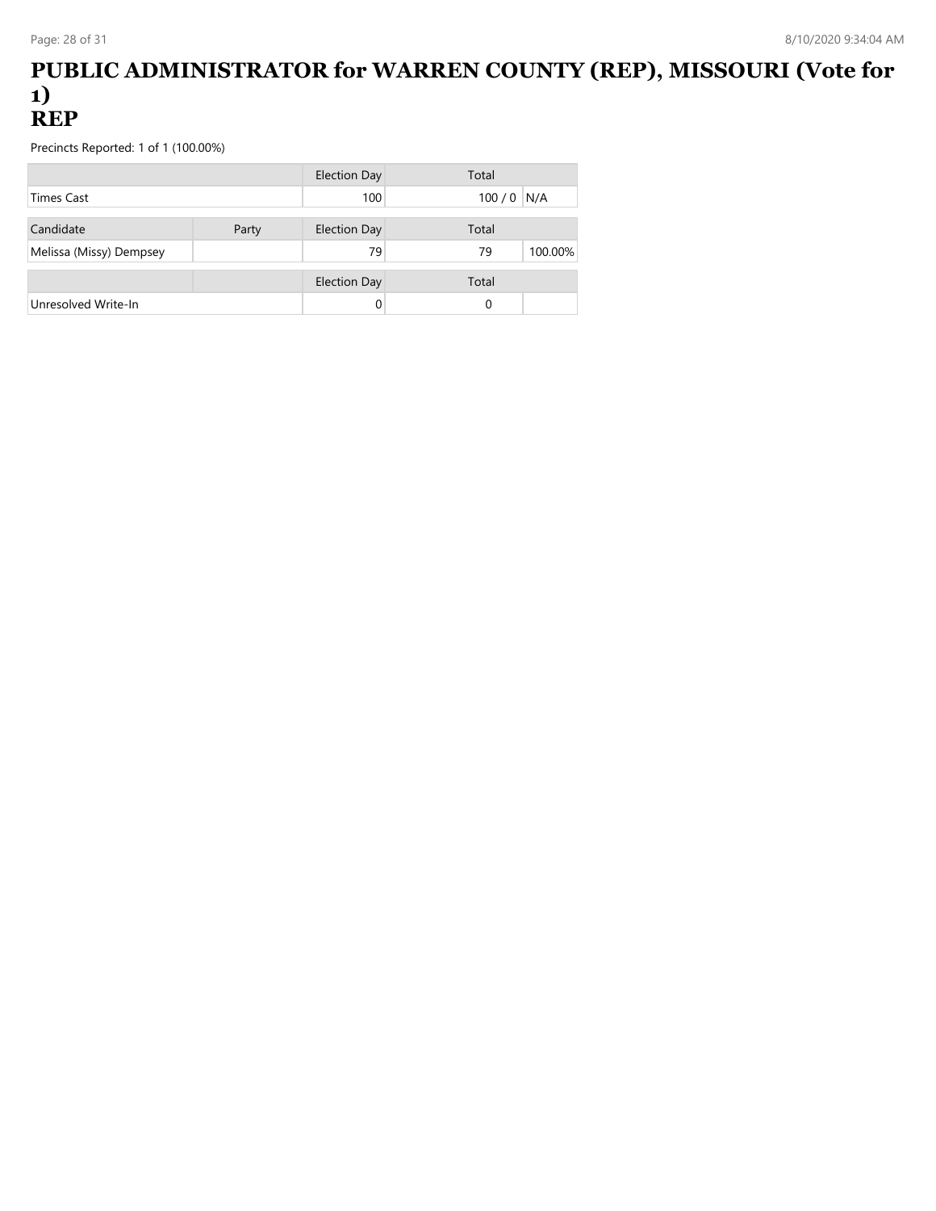# PUBLIC ADMINISTRATOR for WARREN COUNTY (REP), MISSOURI (Vote for 1)
# REP

Precincts Reported: 1 of 1 (100.00%)

| | | Election Day | Total | |
|---|---|---|---|---|
| Times Cast | | 100 | 100 / 0 | N/A |

| Candidate | Party | Election Day | Total | |
|---|---|---|---|---|
| Melissa (Missy) Dempsey | | 79 | 79 | 100.00% |

| | | Election Day | Total | |
|---|---|---|---|---|
| Unresolved Write-In | | 0 | 0 | |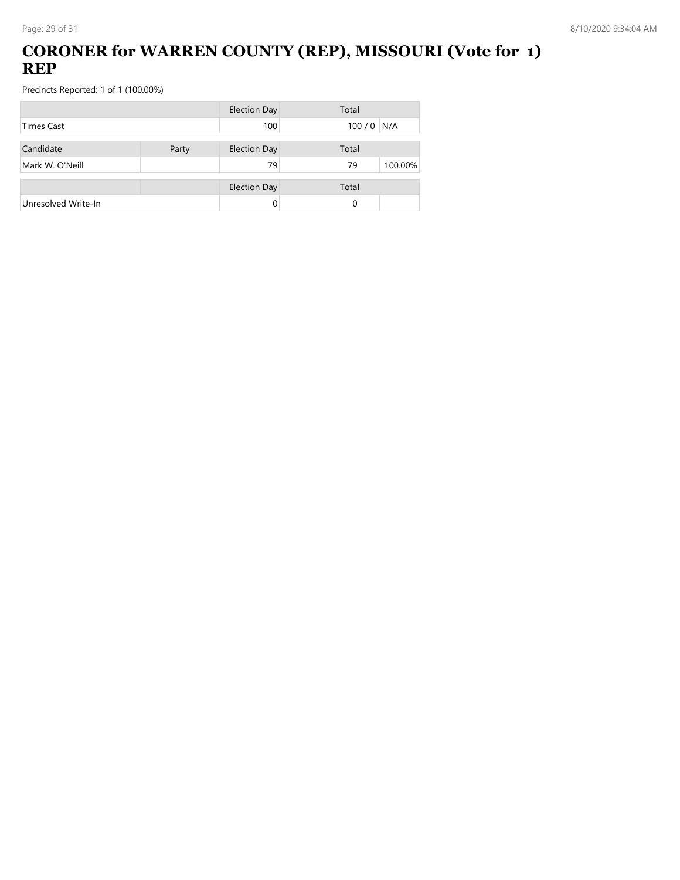# CORONER for WARREN COUNTY (REP), MISSOURI (Vote for 1) REP

Precincts Reported: 1 of 1 (100.00%)

| | | Election Day | Total | |
|---|---|---|---|---|
| Times Cast | | 100 | 100 / 0 | N/A |

| Candidate | Party | Election Day | Total | |
|---|---|---|---|---|
| Mark W. O'Neill | | 79 | 79 | 100.00% |

| | | Election Day | Total | |
|---|---|---|---|---|
| Unresolved Write-In | | 0 | 0 | |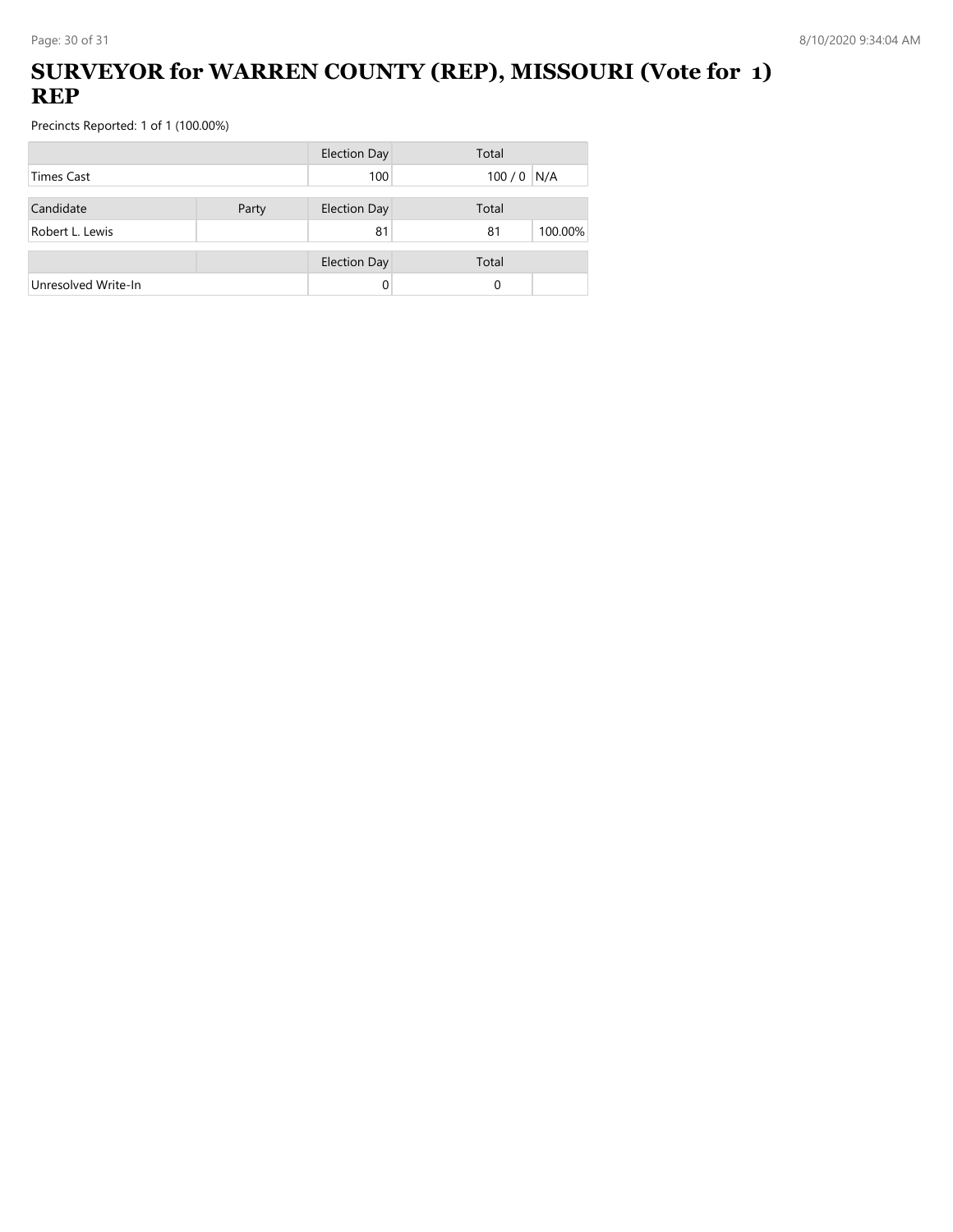# SURVEYOR for WARREN COUNTY (REP), MISSOURI (Vote for 1) REP

Precincts Reported: 1 of 1 (100.00%)

| | | Election Day | Total | |
|---|---|---|---|---|
| Times Cast | | 100 | 100 / 0 | N/A |

| Candidate | Party | Election Day | Total | |
|---|---|---|---|---|
| Robert L. Lewis | | 81 | 81 | 100.00% |

| | | Election Day | Total | |
|---|---|---|---|---|
| Unresolved Write-In | | 0 | 0 | |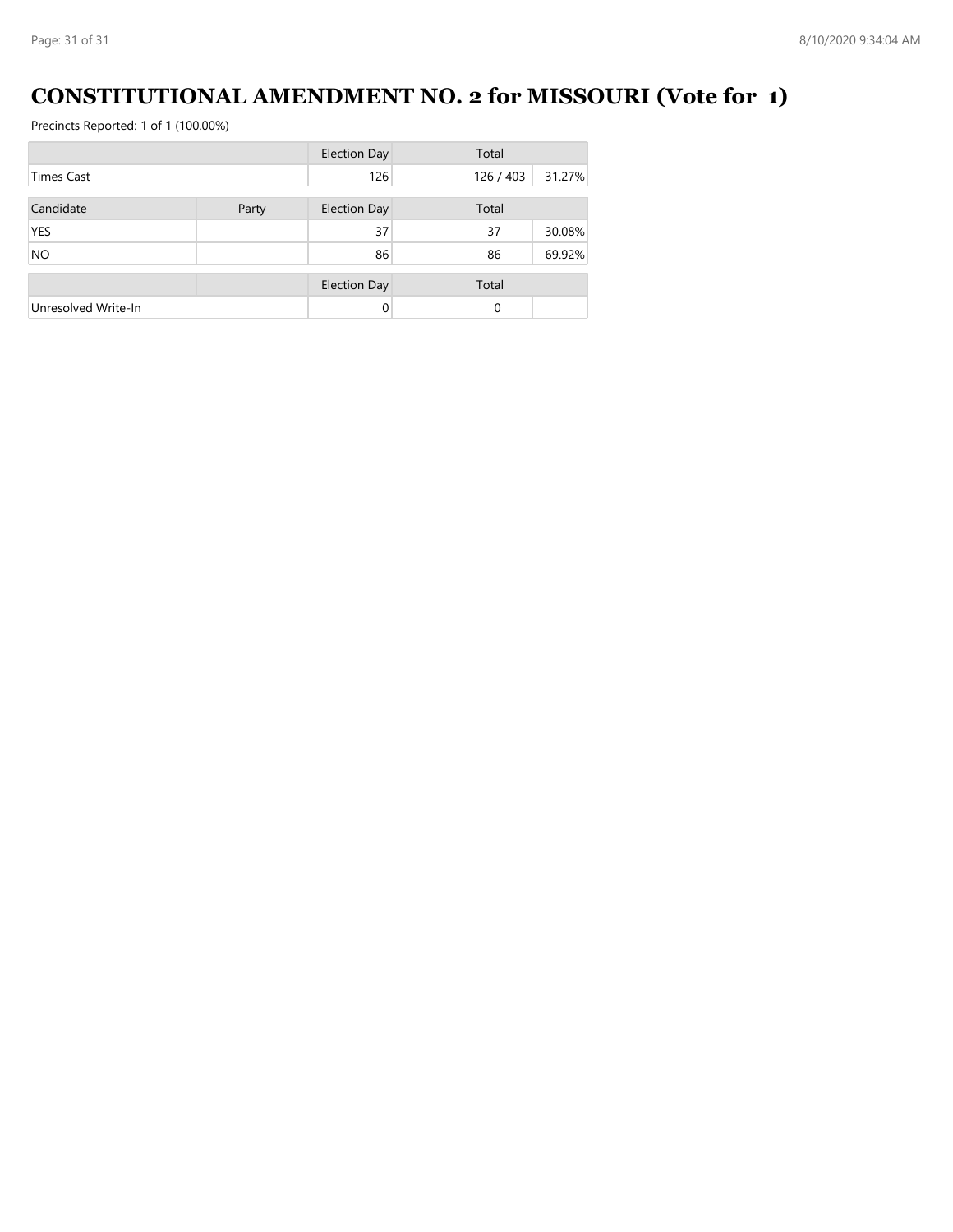# CONSTITUTIONAL AMENDMENT NO. 2 for MISSOURI (Vote for 1)

Precincts Reported: 1 of 1 (100.00%)

| | | Election Day | Total | |
|---|---|---|---|---|
| Times Cast | | 126 | 126 / 403 | 31.27% |

| Candidate | Party | Election Day | Total | |
|---|---|---|---|---|
| YES | | 37 | 37 | 30.08% |
| NO | | 86 | 86 | 69.92% |

| | | Election Day | Total | |
|---|---|---|---|---|
| Unresolved Write-In | | 0 | 0 | |